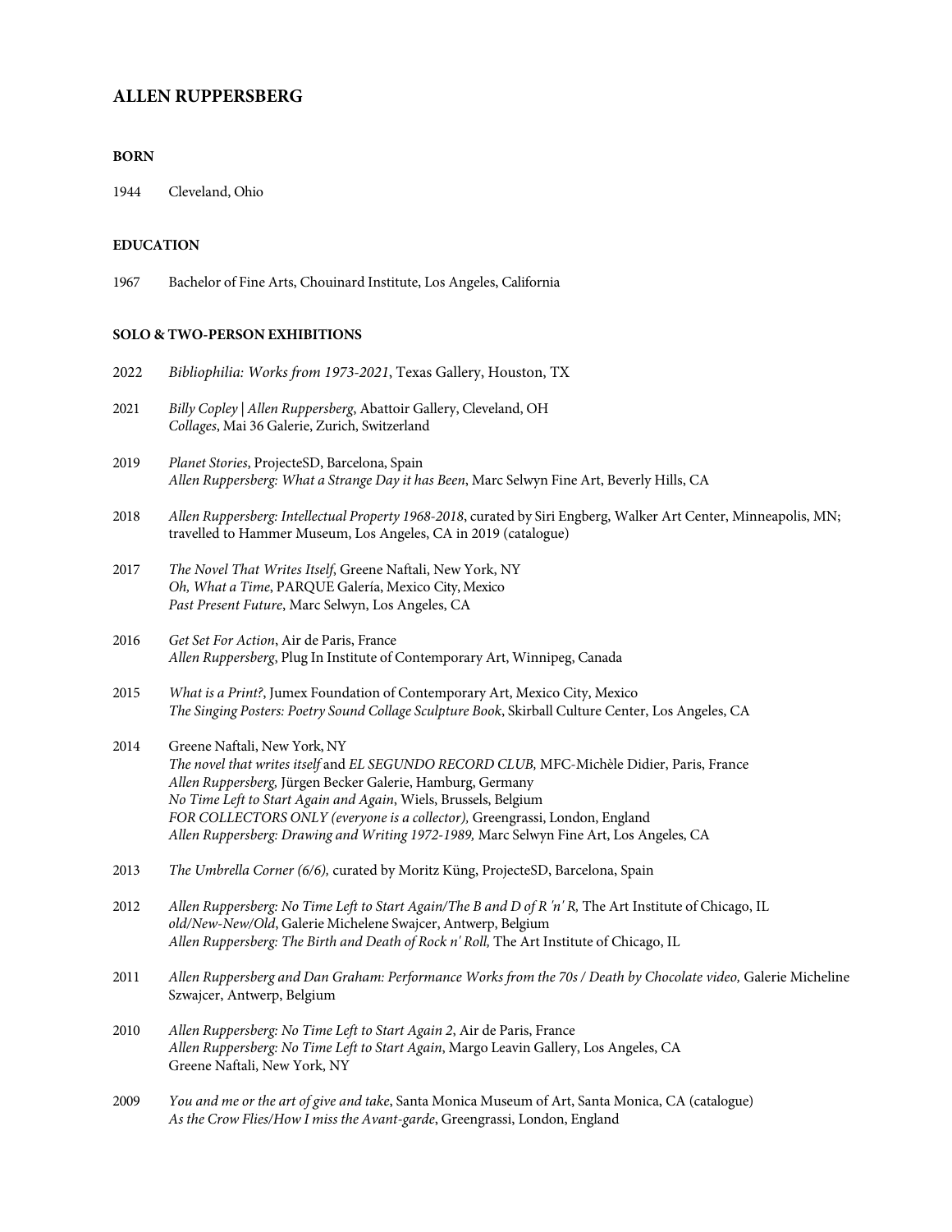# ALLEN RUPPERSBERG

### BORN

1944 Cleveland, Ohio

### EDUCATION

1967 Bachelor of Fine Arts, Chouinard Institute, Los Angeles, California

### SOLO & TWO-PERSON EXHIBITIONS

2022 *Bibliophilia: Works from 1973-2021*, Texas Gallery, Houston, TX

2021 *Billy Copley | Allen Ruppersberg*, Abattoir Gallery, Cleveland, OH
*Collages*, Mai 36 Galerie, Zurich, Switzerland

2019 *Planet Stories*, ProjecteSD, Barcelona, Spain
*Allen Ruppersberg: What a Strange Day it has Been*, Marc Selwyn Fine Art, Beverly Hills, CA

2018 *Allen Ruppersberg: Intellectual Property 1968-2018*, curated by Siri Engberg, Walker Art Center, Minneapolis, MN; travelled to Hammer Museum, Los Angeles, CA in 2019 (catalogue)

2017 *The Novel That Writes Itself*, Greene Naftali, New York, NY
*Oh, What a Time*, PARQUE Galería, Mexico City, Mexico
*Past Present Future*, Marc Selwyn, Los Angeles, CA

2016 *Get Set For Action*, Air de Paris, France
*Allen Ruppersberg*, Plug In Institute of Contemporary Art, Winnipeg, Canada

2015 *What is a Print?*, Jumex Foundation of Contemporary Art, Mexico City, Mexico
*The Singing Posters: Poetry Sound Collage Sculpture Book*, Skirball Culture Center, Los Angeles, CA

2014 Greene Naftali, New York, NY
*The novel that writes itself* and *EL SEGUNDO RECORD CLUB,* MFC-Michèle Didier, Paris, France
*Allen Ruppersberg,* Jürgen Becker Galerie, Hamburg, Germany
*No Time Left to Start Again and Again*, Wiels, Brussels, Belgium
*FOR COLLECTORS ONLY (everyone is a collector),* Greengrassi, London, England
*Allen Ruppersberg: Drawing and Writing 1972-1989,* Marc Selwyn Fine Art, Los Angeles, CA

2013 *The Umbrella Corner (6/6),* curated by Moritz Küng, ProjecteSD, Barcelona, Spain

2012 *Allen Ruppersberg: No Time Left to Start Again/The B and D of R 'n' R,* The Art Institute of Chicago, IL
*old/New-New/Old*, Galerie Michelene Swajcer, Antwerp, Belgium
*Allen Ruppersberg: The Birth and Death of Rock n' Roll,* The Art Institute of Chicago, IL

2011 *Allen Ruppersberg and Dan Graham: Performance Works from the 70s / Death by Chocolate video,* Galerie Micheline Szwajcer, Antwerp, Belgium

2010 *Allen Ruppersberg: No Time Left to Start Again 2*, Air de Paris, France
*Allen Ruppersberg: No Time Left to Start Again*, Margo Leavin Gallery, Los Angeles, CA
Greene Naftali, New York, NY

2009 *You and me or the art of give and take*, Santa Monica Museum of Art, Santa Monica, CA (catalogue)
*As the Crow Flies/How I miss the Avant-garde*, Greengrassi, London, England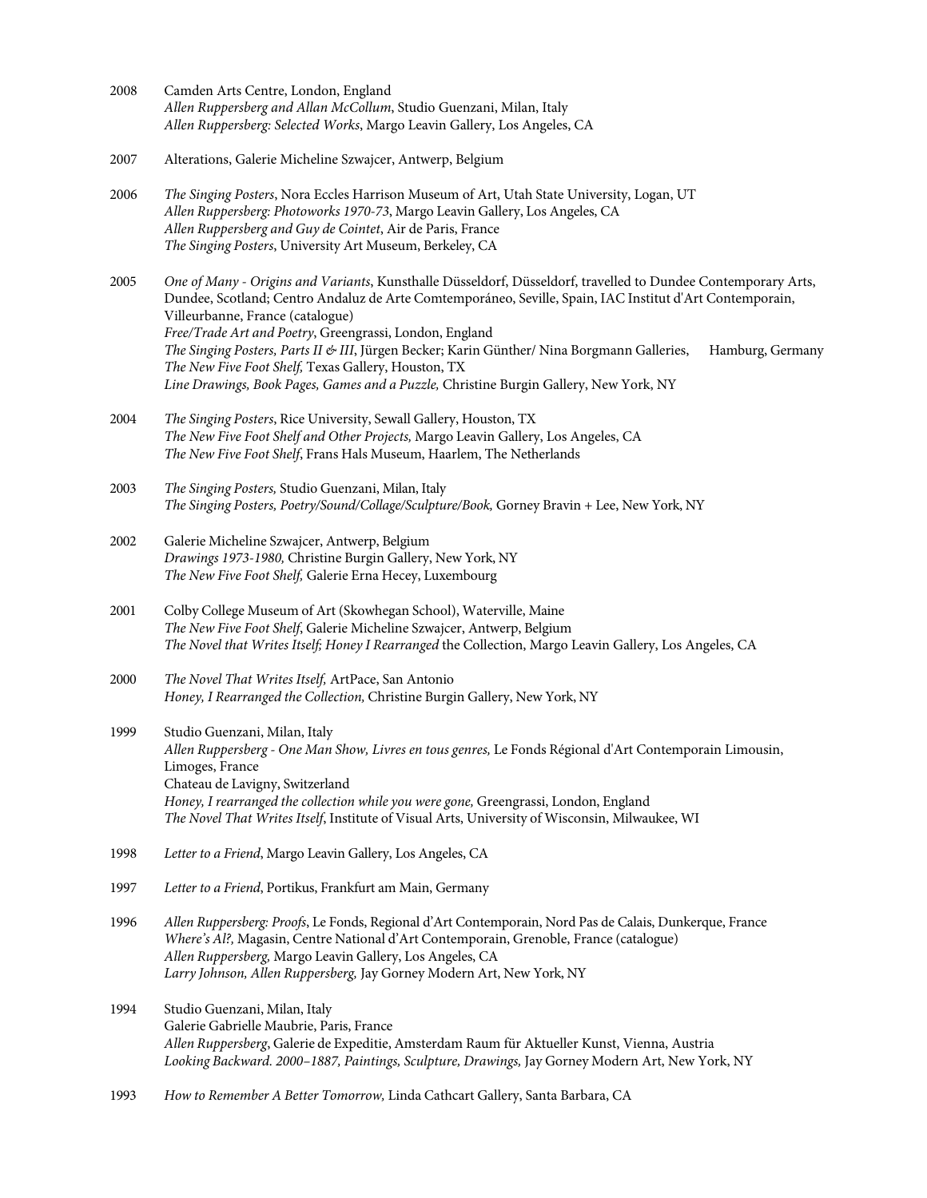2008 Camden Arts Centre, London, England
*Allen Ruppersberg and Allan McCollum*, Studio Guenzani, Milan, Italy
*Allen Ruppersberg: Selected Works*, Margo Leavin Gallery, Los Angeles, CA

2007 Alterations, Galerie Micheline Szwajcer, Antwerp, Belgium

2006 *The Singing Posters*, Nora Eccles Harrison Museum of Art, Utah State University, Logan, UT
*Allen Ruppersberg: Photoworks 1970-73*, Margo Leavin Gallery, Los Angeles, CA
*Allen Ruppersberg and Guy de Cointet*, Air de Paris, France
*The Singing Posters*, University Art Museum, Berkeley, CA

2005 *One of Many - Origins and Variants*, Kunsthalle Düsseldorf, Düsseldorf, travelled to Dundee Contemporary Arts, Dundee, Scotland; Centro Andaluz de Arte Comtemporáneo, Seville, Spain, IAC Institut d'Art Contemporain, Villeurbanne, France (catalogue)
*Free/Trade Art and Poetry*, Greengrassi, London, England
*The Singing Posters, Parts II & III*, Jürgen Becker; Karin Günther/ Nina Borgmann Galleries, Hamburg, Germany
*The New Five Foot Shelf,* Texas Gallery, Houston, TX
*Line Drawings, Book Pages, Games and a Puzzle,* Christine Burgin Gallery, New York, NY

2004 *The Singing Posters*, Rice University, Sewall Gallery, Houston, TX
*The New Five Foot Shelf and Other Projects,* Margo Leavin Gallery, Los Angeles, CA
*The New Five Foot Shelf*, Frans Hals Museum, Haarlem, The Netherlands

2003 *The Singing Posters,* Studio Guenzani, Milan, Italy
*The Singing Posters, Poetry/Sound/Collage/Sculpture/Book,* Gorney Bravin + Lee, New York, NY

2002 Galerie Micheline Szwajcer, Antwerp, Belgium
*Drawings 1973-1980,* Christine Burgin Gallery, New York, NY
*The New Five Foot Shelf,* Galerie Erna Hecey, Luxembourg

2001 Colby College Museum of Art (Skowhegan School), Waterville, Maine
*The New Five Foot Shelf*, Galerie Micheline Szwajcer, Antwerp, Belgium
*The Novel that Writes Itself; Honey I Rearranged* the Collection, Margo Leavin Gallery, Los Angeles, CA

2000 *The Novel That Writes Itself,* ArtPace, San Antonio
*Honey, I Rearranged the Collection,* Christine Burgin Gallery, New York, NY

1999 Studio Guenzani, Milan, Italy
*Allen Ruppersberg - One Man Show, Livres en tous genres,* Le Fonds Régional d'Art Contemporain Limousin, Limoges, France
Chateau de Lavigny, Switzerland
*Honey, I rearranged the collection while you were gone,* Greengrassi, London, England
*The Novel That Writes Itself*, Institute of Visual Arts, University of Wisconsin, Milwaukee, WI

1998 *Letter to a Friend*, Margo Leavin Gallery, Los Angeles, CA

1997 *Letter to a Friend*, Portikus, Frankfurt am Main, Germany

1996 *Allen Ruppersberg: Proofs*, Le Fonds, Regional d'Art Contemporain, Nord Pas de Calais, Dunkerque, France
*Where's Al?,* Magasin, Centre National d'Art Contemporain, Grenoble, France (catalogue)
*Allen Ruppersberg,* Margo Leavin Gallery, Los Angeles, CA
*Larry Johnson, Allen Ruppersberg,* Jay Gorney Modern Art, New York, NY

1994 Studio Guenzani, Milan, Italy
Galerie Gabrielle Maubrie, Paris, France
*Allen Ruppersberg*, Galerie de Expeditie, Amsterdam Raum für Aktueller Kunst, Vienna, Austria
*Looking Backward. 2000–1887, Paintings, Sculpture, Drawings,* Jay Gorney Modern Art, New York, NY

1993 *How to Remember A Better Tomorrow,* Linda Cathcart Gallery, Santa Barbara, CA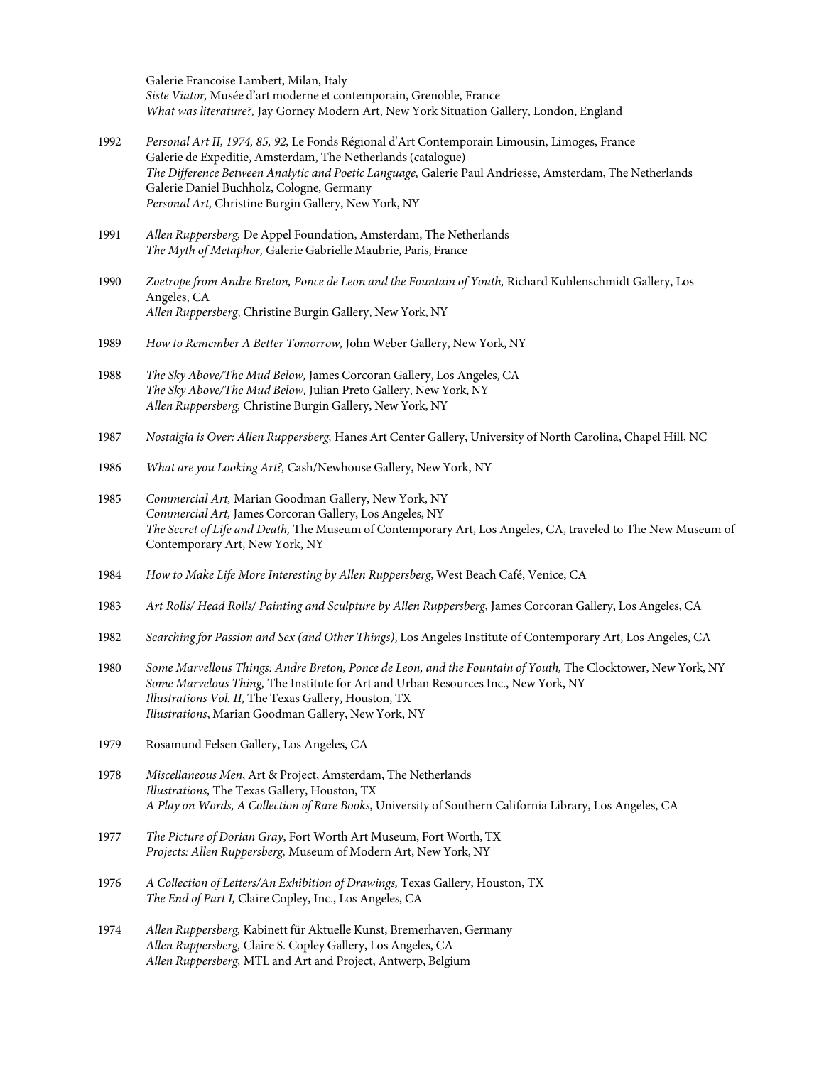Galerie Francoise Lambert, Milan, Italy
*Siste Viator,* Musée d'art moderne et contemporain, Grenoble, France
*What was literature?,* Jay Gorney Modern Art, New York Situation Gallery, London, England

1992 *Personal Art II, 1974, 85, 92,* Le Fonds Régional d'Art Contemporain Limousin, Limoges, France
Galerie de Expeditie, Amsterdam, The Netherlands (catalogue)
*The Difference Between Analytic and Poetic Language,* Galerie Paul Andriesse, Amsterdam, The Netherlands
Galerie Daniel Buchholz, Cologne, Germany
*Personal Art,* Christine Burgin Gallery, New York, NY

1991 *Allen Ruppersberg,* De Appel Foundation, Amsterdam, The Netherlands
*The Myth of Metaphor,* Galerie Gabrielle Maubrie, Paris, France

1990 *Zoetrope from Andre Breton, Ponce de Leon and the Fountain of Youth,* Richard Kuhlenschmidt Gallery, Los Angeles, CA
*Allen Ruppersberg*, Christine Burgin Gallery, New York, NY

1989 *How to Remember A Better Tomorrow,* John Weber Gallery, New York, NY

1988 *The Sky Above/The Mud Below,* James Corcoran Gallery, Los Angeles, CA
*The Sky Above/The Mud Below,* Julian Preto Gallery, New York, NY
*Allen Ruppersberg,* Christine Burgin Gallery, New York, NY

1987 *Nostalgia is Over: Allen Ruppersberg,* Hanes Art Center Gallery, University of North Carolina, Chapel Hill, NC

1986 *What are you Looking Art?,* Cash/Newhouse Gallery, New York, NY

1985 *Commercial Art,* Marian Goodman Gallery, New York, NY
*Commercial Art,* James Corcoran Gallery, Los Angeles, NY
*The Secret of Life and Death,* The Museum of Contemporary Art, Los Angeles, CA, traveled to The New Museum of Contemporary Art, New York, NY

1984 *How to Make Life More Interesting by Allen Ruppersberg*, West Beach Café, Venice, CA

1983 *Art Rolls/ Head Rolls/ Painting and Sculpture by Allen Ruppersberg*, James Corcoran Gallery, Los Angeles, CA

1982 *Searching for Passion and Sex (and Other Things)*, Los Angeles Institute of Contemporary Art, Los Angeles, CA

1980 *Some Marvellous Things: Andre Breton, Ponce de Leon, and the Fountain of Youth,* The Clocktower, New York, NY
*Some Marvelous Thing,* The Institute for Art and Urban Resources Inc., New York, NY
*Illustrations Vol. II,* The Texas Gallery, Houston, TX
*Illustrations*, Marian Goodman Gallery, New York, NY

1979 Rosamund Felsen Gallery, Los Angeles, CA

1978 *Miscellaneous Men*, Art & Project, Amsterdam, The Netherlands
*Illustrations,* The Texas Gallery, Houston, TX
*A Play on Words, A Collection of Rare Books*, University of Southern California Library, Los Angeles, CA

1977 *The Picture of Dorian Gray*, Fort Worth Art Museum, Fort Worth, TX
*Projects: Allen Ruppersberg,* Museum of Modern Art, New York, NY

1976 *A Collection of Letters/An Exhibition of Drawings,* Texas Gallery, Houston, TX
*The End of Part I,* Claire Copley, Inc., Los Angeles, CA

1974 *Allen Ruppersberg,* Kabinett für Aktuelle Kunst, Bremerhaven, Germany
*Allen Ruppersberg,* Claire S. Copley Gallery, Los Angeles, CA
*Allen Ruppersberg,* MTL and Art and Project, Antwerp, Belgium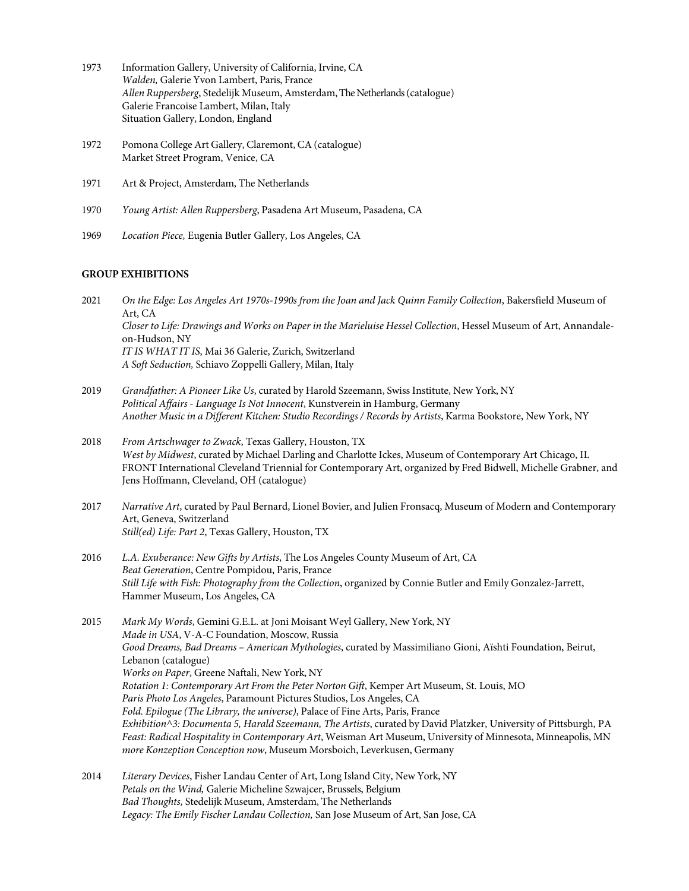1973 Information Gallery, University of California, Irvine, CA
*Walden,* Galerie Yvon Lambert, Paris, France
*Allen Ruppersberg*, Stedelijk Museum, Amsterdam, The Netherlands (catalogue)
Galerie Francoise Lambert, Milan, Italy
Situation Gallery, London, England

1972 Pomona College Art Gallery, Claremont, CA (catalogue)
Market Street Program, Venice, CA

1971 Art & Project, Amsterdam, The Netherlands

1970 *Young Artist: Allen Ruppersberg*, Pasadena Art Museum, Pasadena, CA

1969 *Location Piece,* Eugenia Butler Gallery, Los Angeles, CA

**GROUP EXHIBITIONS**

2021 *On the Edge: Los Angeles Art 1970s-1990s from the Joan and Jack Quinn Family Collection*, Bakersfield Museum of Art, CA
*Closer to Life: Drawings and Works on Paper in the Marieluise Hessel Collection*, Hessel Museum of Art, Annandale-on-Hudson, NY
*IT IS WHAT IT IS*, Mai 36 Galerie, Zurich, Switzerland
*A Soft Seduction,* Schiavo Zoppelli Gallery, Milan, Italy

2019 *Grandfather: A Pioneer Like Us*, curated by Harold Szeemann, Swiss Institute, New York, NY
*Political Affairs - Language Is Not Innocent*, Kunstverein in Hamburg, Germany
*Another Music in a Different Kitchen: Studio Recordings / Records by Artists*, Karma Bookstore, New York, NY

2018 *From Artschwager to Zwack*, Texas Gallery, Houston, TX
*West by Midwest*, curated by Michael Darling and Charlotte Ickes, Museum of Contemporary Art Chicago, IL
FRONT International Cleveland Triennial for Contemporary Art, organized by Fred Bidwell, Michelle Grabner, and Jens Hoffmann, Cleveland, OH (catalogue)

2017 *Narrative Art*, curated by Paul Bernard, Lionel Bovier, and Julien Fronsacq, Museum of Modern and Contemporary Art, Geneva, Switzerland
*Still(ed) Life: Part 2*, Texas Gallery, Houston, TX

2016 *L.A. Exuberance: New Gifts by Artists*, The Los Angeles County Museum of Art, CA
*Beat Generation*, Centre Pompidou, Paris, France
*Still Life with Fish: Photography from the Collection*, organized by Connie Butler and Emily Gonzalez-Jarrett, Hammer Museum, Los Angeles, CA

2015 *Mark My Words*, Gemini G.E.L. at Joni Moisant Weyl Gallery, New York, NY
*Made in USA*, V-A-C Foundation, Moscow, Russia
*Good Dreams, Bad Dreams – American Mythologies*, curated by Massimiliano Gioni, Aïshti Foundation, Beirut, Lebanon (catalogue)
*Works on Paper*, Greene Naftali, New York, NY
*Rotation 1: Contemporary Art From the Peter Norton Gift*, Kemper Art Museum, St. Louis, MO
*Paris Photo Los Angeles*, Paramount Pictures Studios, Los Angeles, CA
*Fold. Epilogue (The Library, the universe)*, Palace of Fine Arts, Paris, France
*Exhibition^3: Documenta 5, Harald Szeemann, The Artists*, curated by David Platzker, University of Pittsburgh, PA
*Feast: Radical Hospitality in Contemporary Art*, Weisman Art Museum, University of Minnesota, Minneapolis, MN
*more Konzeption Conception now*, Museum Morsboich, Leverkusen, Germany

2014 *Literary Devices*, Fisher Landau Center of Art, Long Island City, New York, NY
*Petals on the Wind,* Galerie Micheline Szwajcer, Brussels, Belgium
*Bad Thoughts,* Stedelijk Museum, Amsterdam, The Netherlands
*Legacy: The Emily Fischer Landau Collection,* San Jose Museum of Art, San Jose, CA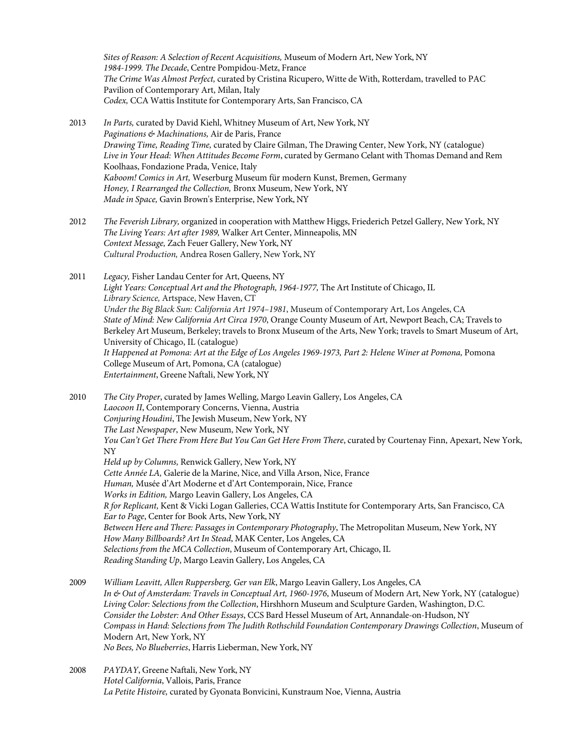*Sites of Reason: A Selection of Recent Acquisitions,* Museum of Modern Art, New York, NY
*1984-1999. The Decade*, Centre Pompidou-Metz, France
*The Crime Was Almost Perfect,* curated by Cristina Ricupero, Witte de With, Rotterdam, travelled to PAC Pavilion of Contemporary Art, Milan, Italy
*Codex,* CCA Wattis Institute for Contemporary Arts, San Francisco, CA

2013 *In Parts,* curated by David Kiehl, Whitney Museum of Art, New York, NY
*Paginations & Machinations,* Air de Paris, France
*Drawing Time, Reading Time,* curated by Claire Gilman, The Drawing Center, New York, NY (catalogue)
*Live in Your Head: When Attitudes Become Form*, curated by Germano Celant with Thomas Demand and Rem Koolhaas, Fondazione Prada, Venice, Italy
*Kaboom! Comics in Art,* Weserburg Museum für modern Kunst, Bremen, Germany
*Honey, I Rearranged the Collection,* Bronx Museum, New York, NY
*Made in Space,* Gavin Brown's Enterprise, New York, NY

2012 *The Feverish Library,* organized in cooperation with Matthew Higgs, Friederich Petzel Gallery, New York, NY
*The Living Years: Art after 1989,* Walker Art Center, Minneapolis, MN
*Context Message,* Zach Feuer Gallery, New York, NY
*Cultural Production,* Andrea Rosen Gallery, New York, NY

2011 *Legacy,* Fisher Landau Center for Art, Queens, NY
*Light Years: Conceptual Art and the Photograph, 1964-1977,* The Art Institute of Chicago, IL
*Library Science,* Artspace, New Haven, CT
*Under the Big Black Sun: California Art 1974–1981*, Museum of Contemporary Art, Los Angeles, CA
*State of Mind: New California Art Circa 1970*, Orange County Museum of Art, Newport Beach, CA; Travels to Berkeley Art Museum, Berkeley; travels to Bronx Museum of the Arts, New York; travels to Smart Museum of Art, University of Chicago, IL (catalogue)
*It Happened at Pomona: Art at the Edge of Los Angeles 1969-1973, Part 2: Helene Winer at Pomona,* Pomona College Museum of Art, Pomona, CA (catalogue)
*Entertainment*, Greene Naftali, New York, NY

2010 *The City Proper*, curated by James Welling, Margo Leavin Gallery, Los Angeles, CA
*Laocoon II*, Contemporary Concerns, Vienna, Austria
*Conjuring Houdini*, The Jewish Museum, New York, NY
*The Last Newspaper*, New Museum, New York, NY
*You Can't Get There From Here But You Can Get Here From There*, curated by Courtenay Finn, Apexart, New York, NY
*Held up by Columns,* Renwick Gallery, New York, NY
*Cette Année LA,* Galerie de la Marine, Nice, and Villa Arson, Nice, France
*Human,* Musée d'Art Moderne et d'Art Contemporain, Nice, France
*Works in Edition,* Margo Leavin Gallery, Los Angeles, CA
*R for Replicant,* Kent & Vicki Logan Galleries, CCA Wattis Institute for Contemporary Arts, San Francisco, CA
*Ear to Page*, Center for Book Arts, New York, NY
*Between Here and There: Passages in Contemporary Photography*, The Metropolitan Museum, New York, NY
*How Many Billboards? Art In Stead*, MAK Center, Los Angeles, CA
*Selections from the MCA Collection*, Museum of Contemporary Art, Chicago, IL
*Reading Standing Up*, Margo Leavin Gallery, Los Angeles, CA

2009 *William Leavitt, Allen Ruppersberg, Ger van Elk*, Margo Leavin Gallery, Los Angeles, CA
*In & Out of Amsterdam: Travels in Conceptual Art, 1960-1976*, Museum of Modern Art, New York, NY (catalogue)
*Living Color: Selections from the Collection*, Hirshhorn Museum and Sculpture Garden, Washington, D.C.
*Consider the Lobster: And Other Essays*, CCS Bard Hessel Museum of Art, Annandale-on-Hudson, NY
*Compass in Hand: Selections from The Judith Rothschild Foundation Contemporary Drawings Collection*, Museum of Modern Art, New York, NY
*No Bees, No Blueberries*, Harris Lieberman, New York, NY

2008 *PAYDAY*, Greene Naftali, New York, NY
*Hotel California*, Vallois, Paris, France
*La Petite Histoire,* curated by Gyonata Bonvicini, Kunstraum Noe, Vienna, Austria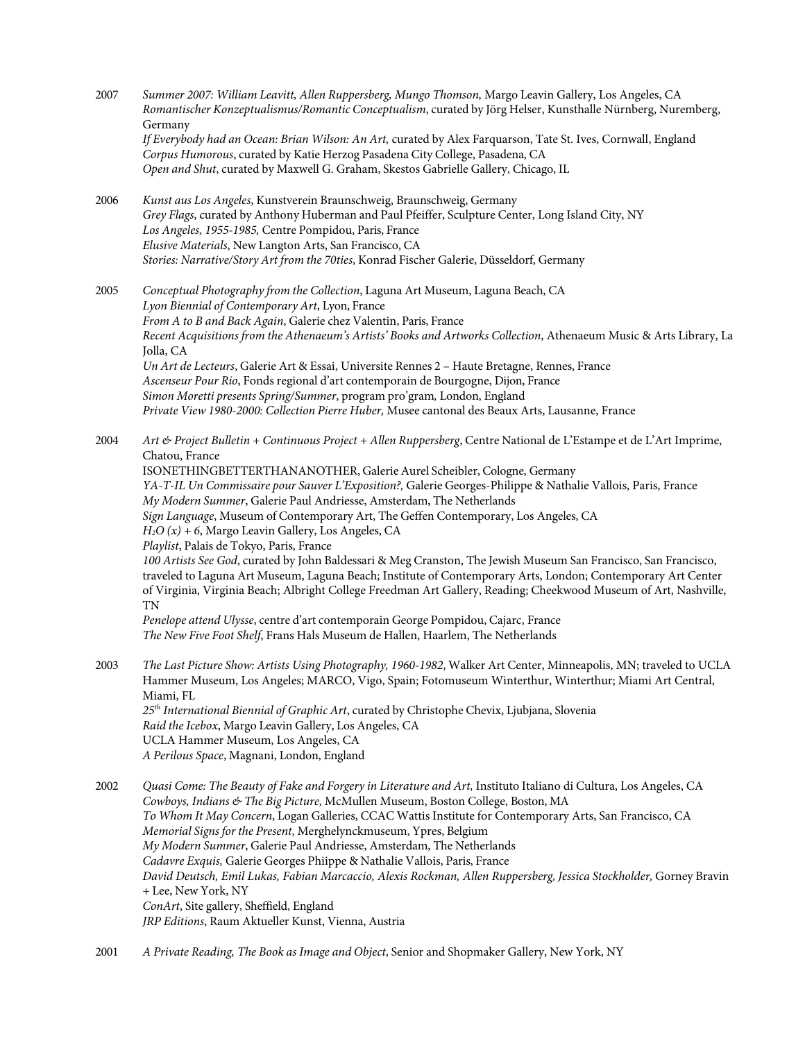2007 *Summer 2007: William Leavitt, Allen Ruppersberg, Mungo Thomson,* Margo Leavin Gallery, Los Angeles, CA
*Romantischer Konzeptualismus/Romantic Conceptualism*, curated by Jörg Helser, Kunsthalle Nürnberg, Nuremberg, Germany
*If Everybody had an Ocean: Brian Wilson: An Art,* curated by Alex Farquarson, Tate St. Ives, Cornwall, England
*Corpus Humorous*, curated by Katie Herzog Pasadena City College, Pasadena, CA
*Open and Shut*, curated by Maxwell G. Graham, Skestos Gabrielle Gallery, Chicago, IL

2006 *Kunst aus Los Angeles*, Kunstverein Braunschweig, Braunschweig, Germany
*Grey Flags*, curated by Anthony Huberman and Paul Pfeiffer, Sculpture Center, Long Island City, NY
*Los Angeles, 1955-1985,* Centre Pompidou, Paris, France
*Elusive Materials*, New Langton Arts, San Francisco, CA
*Stories: Narrative/Story Art from the 70ties*, Konrad Fischer Galerie, Düsseldorf, Germany

2005 *Conceptual Photography from the Collection*, Laguna Art Museum, Laguna Beach, CA
*Lyon Biennial of Contemporary Art*, Lyon, France
*From A to B and Back Again*, Galerie chez Valentin, Paris, France
*Recent Acquisitions from the Athenaeum's Artists' Books and Artworks Collection*, Athenaeum Music & Arts Library, La Jolla, CA
*Un Art de Lecteurs*, Galerie Art & Essai, Universite Rennes 2 – Haute Bretagne, Rennes, France
*Ascenseur Pour Rio*, Fonds regional d'art contemporain de Bourgogne, Dijon, France
*Simon Moretti presents Spring/Summer*, program pro'gram*,* London, England
*Private View 1980-2000: Collection Pierre Huber,* Musee cantonal des Beaux Arts, Lausanne, France

2004 *Art & Project Bulletin + Continuous Project + Allen Ruppersberg*, Centre National de L'Estampe et de L'Art Imprime, Chatou, France
ISONETHINGBETTERTHANANOTHER, Galerie Aurel Scheibler, Cologne, Germany
*YA-T-IL Un Commissaire pour Sauver L'Exposition?,* Galerie Georges-Philippe & Nathalie Vallois, Paris, France
*My Modern Summer*, Galerie Paul Andriesse, Amsterdam, The Netherlands
*Sign Language*, Museum of Contemporary Art, The Geffen Contemporary, Los Angeles, CA
*$H_2O$ (x) + 6*, Margo Leavin Gallery, Los Angeles, CA
*Playlist*, Palais de Tokyo, Paris, France
*100 Artists See God*, curated by John Baldessari & Meg Cranston, The Jewish Museum San Francisco, San Francisco, traveled to Laguna Art Museum, Laguna Beach; Institute of Contemporary Arts, London; Contemporary Art Center of Virginia, Virginia Beach; Albright College Freedman Art Gallery, Reading; Cheekwood Museum of Art, Nashville, TN
*Penelope attend Ulysse*, centre d'art contemporain George Pompidou, Cajarc, France
*The New Five Foot Shelf*, Frans Hals Museum de Hallen, Haarlem, The Netherlands

2003 *The Last Picture Show: Artists Using Photography, 1960-1982*, Walker Art Center, Minneapolis, MN; traveled to UCLA Hammer Museum, Los Angeles; MARCO, Vigo, Spain; Fotomuseum Winterthur, Winterthur; Miami Art Central, Miami, FL
*25th International Biennial of Graphic Art*, curated by Christophe Chevix, Ljubjana, Slovenia
*Raid the Icebox*, Margo Leavin Gallery, Los Angeles, CA
UCLA Hammer Museum, Los Angeles, CA
*A Perilous Space*, Magnani, London, England

2002 *Quasi Come: The Beauty of Fake and Forgery in Literature and Art,* Instituto Italiano di Cultura, Los Angeles, CA
*Cowboys, Indians & The Big Picture,* McMullen Museum, Boston College, Boston, MA
*To Whom It May Concern*, Logan Galleries, CCAC Wattis Institute for Contemporary Arts, San Francisco, CA
*Memorial Signs for the Present,* Merghelynckmuseum, Ypres, Belgium
*My Modern Summer*, Galerie Paul Andriesse, Amsterdam, The Netherlands
*Cadavre Exquis,* Galerie Georges Phiippe & Nathalie Vallois, Paris, France
*David Deutsch, Emil Lukas, Fabian Marcaccio, Alexis Rockman, Allen Ruppersberg, Jessica Stockholder,* Gorney Bravin + Lee, New York, NY
*ConArt*, Site gallery, Sheffield, England
*JRP Editions*, Raum Aktueller Kunst, Vienna, Austria

2001 *A Private Reading, The Book as Image and Object*, Senior and Shopmaker Gallery, New York, NY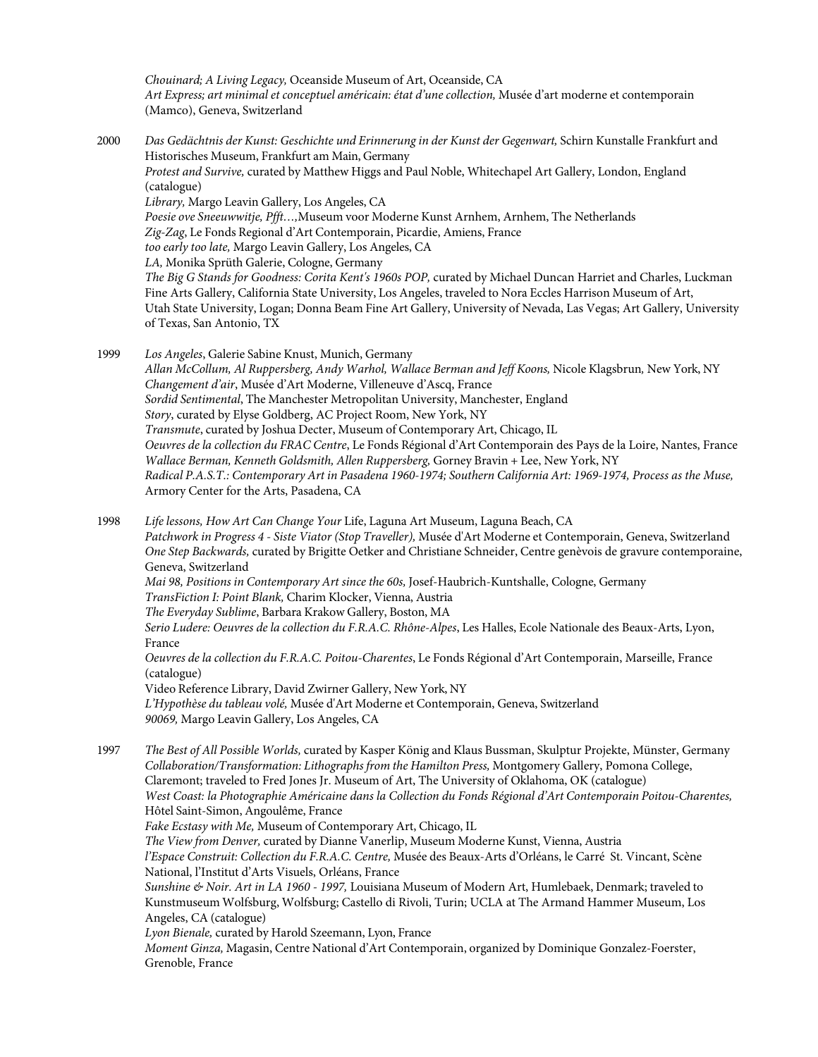*Chouinard; A Living Legacy,* Oceanside Museum of Art, Oceanside, CA
*Art Express; art minimal et conceptuel américain: état d'une collection,* Musée d'art moderne et contemporain (Mamco), Geneva, Switzerland

2000 *Das Gedächtnis der Kunst: Geschichte und Erinnerung in der Kunst der Gegenwart,* Schirn Kunstalle Frankfurt and Historisches Museum, Frankfurt am Main, Germany
*Protest and Survive,* curated by Matthew Higgs and Paul Noble, Whitechapel Art Gallery, London, England (catalogue)
*Library,* Margo Leavin Gallery, Los Angeles, CA
*Poesie ove Sneeuwwitje, Pfft…,*Museum voor Moderne Kunst Arnhem, Arnhem, The Netherlands
*Zig-Zag*, Le Fonds Regional d'Art Contemporain, Picardie, Amiens, France
*too early too late,* Margo Leavin Gallery, Los Angeles, CA
*LA,* Monika Sprüth Galerie, Cologne, Germany
*The Big G Stands for Goodness: Corita Kent's 1960s POP,* curated by Michael Duncan Harriet and Charles, Luckman Fine Arts Gallery, California State University, Los Angeles, traveled to Nora Eccles Harrison Museum of Art, Utah State University, Logan; Donna Beam Fine Art Gallery, University of Nevada, Las Vegas; Art Gallery, University of Texas, San Antonio, TX

1999 *Los Angeles*, Galerie Sabine Knust, Munich, Germany
*Allan McCollum, Al Ruppersberg, Andy Warhol, Wallace Berman and Jeff Koons,* Nicole Klagsbrun*,* New York, NY
*Changement d'air*, Musée d'Art Moderne, Villeneuve d'Ascq, France
*Sordid Sentimental*, The Manchester Metropolitan University, Manchester, England
*Story*, curated by Elyse Goldberg, AC Project Room, New York, NY
*Transmute*, curated by Joshua Decter, Museum of Contemporary Art, Chicago, IL
*Oeuvres de la collection du FRAC Centre*, Le Fonds Régional d'Art Contemporain des Pays de la Loire, Nantes, France
*Wallace Berman, Kenneth Goldsmith, Allen Ruppersberg,* Gorney Bravin + Lee, New York, NY
*Radical P.A.S.T.: Contemporary Art in Pasadena 1960-1974; Southern California Art: 1969-1974, Process as the Muse,* Armory Center for the Arts, Pasadena, CA

1998 *Life lessons, How Art Can Change Your* Life, Laguna Art Museum, Laguna Beach, CA
*Patchwork in Progress 4 - Siste Viator (Stop Traveller),* Musée d'Art Moderne et Contemporain, Geneva, Switzerland
*One Step Backwards,* curated by Brigitte Oetker and Christiane Schneider, Centre genèvois de gravure contemporaine, Geneva, Switzerland
*Mai 98, Positions in Contemporary Art since the 60s,* Josef-Haubrich-Kuntshalle, Cologne, Germany
*TransFiction I: Point Blank,* Charim Klocker, Vienna, Austria
*The Everyday Sublime*, Barbara Krakow Gallery, Boston, MA
*Serio Ludere: Oeuvres de la collection du F.R.A.C. Rhône-Alpes*, Les Halles, Ecole Nationale des Beaux-Arts, Lyon, France
*Oeuvres de la collection du F.R.A.C. Poitou-Charentes*, Le Fonds Régional d'Art Contemporain, Marseille, France (catalogue)
Video Reference Library, David Zwirner Gallery, New York, NY
*L'Hypothèse du tableau volé,* Musée d'Art Moderne et Contemporain, Geneva, Switzerland
*90069,* Margo Leavin Gallery, Los Angeles, CA

1997 *The Best of All Possible Worlds,* curated by Kasper König and Klaus Bussman, Skulptur Projekte, Münster, Germany
*Collaboration/Transformation: Lithographs from the Hamilton Press,* Montgomery Gallery, Pomona College, Claremont; traveled to Fred Jones Jr. Museum of Art, The University of Oklahoma, OK (catalogue)
*West Coast: la Photographie Américaine dans la Collection du Fonds Régional d'Art Contemporain Poitou-Charentes,* Hôtel Saint-Simon, Angoulême, France
*Fake Ecstasy with Me,* Museum of Contemporary Art, Chicago, IL
*The View from Denver,* curated by Dianne Vanerlip, Museum Moderne Kunst, Vienna, Austria
*l'Espace Construit: Collection du F.R.A.C. Centre,* Musée des Beaux-Arts d'Orléans, le Carré St. Vincant, Scène National, l'Institut d'Arts Visuels, Orléans, France
*Sunshine & Noir. Art in LA 1960 - 1997,* Louisiana Museum of Modern Art, Humlebaek, Denmark; traveled to Kunstmuseum Wolfsburg, Wolfsburg; Castello di Rivoli, Turin; UCLA at The Armand Hammer Museum, Los Angeles, CA (catalogue)
*Lyon Bienale,* curated by Harold Szeemann, Lyon, France
*Moment Ginza,* Magasin, Centre National d'Art Contemporain, organized by Dominique Gonzalez-Foerster, Grenoble, France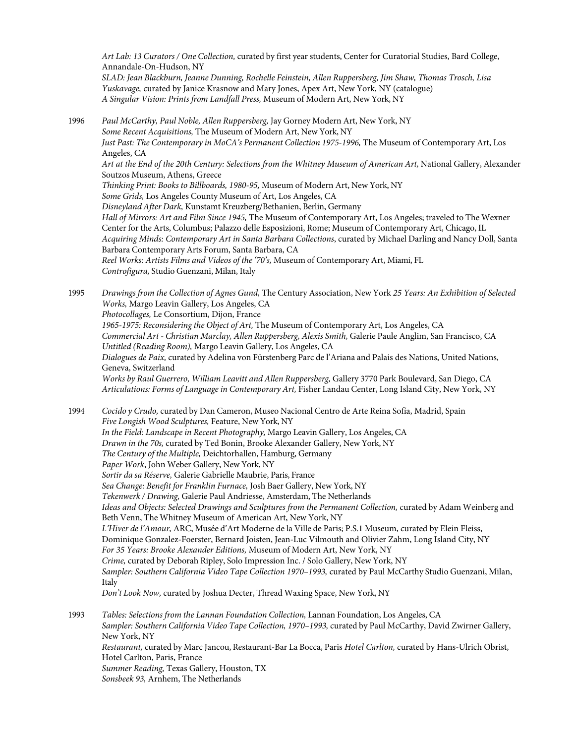*Art Lab: 13 Curators / One Collection,* curated by first year students, Center for Curatorial Studies, Bard College, Annandale-On-Hudson, NY
*SLAD: Jean Blackburn, Jeanne Dunning, Rochelle Feinstein, Allen Ruppersberg, Jim Shaw, Thomas Trosch, Lisa Yuskavage,* curated by Janice Krasnow and Mary Jones, Apex Art, New York, NY (catalogue)
*A Singular Vision: Prints from Landfall Press,* Museum of Modern Art, New York, NY

1996 *Paul McCarthy, Paul Noble, Allen Ruppersberg,* Jay Gorney Modern Art, New York, NY
*Some Recent Acquisitions,* The Museum of Modern Art, New York, NY
*Just Past: The Contemporary in MoCA's Permanent Collection 1975-1996,* The Museum of Contemporary Art, Los Angeles, CA
*Art at the End of the 20th Century: Selections from the Whitney Museum of American Art,* National Gallery, Alexander Soutzos Museum, Athens, Greece
*Thinking Print: Books to Billboards, 1980-95,* Museum of Modern Art, New York, NY
*Some Grids,* Los Angeles County Museum of Art, Los Angeles, CA
*Disneyland After Dark,* Kunstamt Kreuzberg/Bethanien, Berlin, Germany
*Hall of Mirrors: Art and Film Since 1945,* The Museum of Contemporary Art, Los Angeles; traveled to The Wexner Center for the Arts, Columbus; Palazzo delle Esposizioni, Rome; Museum of Contemporary Art, Chicago, IL
*Acquiring Minds: Contemporary Art in Santa Barbara Collections*, curated by Michael Darling and Nancy Doll, Santa Barbara Contemporary Arts Forum, Santa Barbara, CA
*Reel Works: Artists Films and Videos of the '70's,* Museum of Contemporary Art, Miami, FL
*Controfigura,* Studio Guenzani, Milan, Italy

1995 *Drawings from the Collection of Agnes Gund,* The Century Association, New York *25 Years: An Exhibition of Selected Works,* Margo Leavin Gallery, Los Angeles, CA
*Photocollages,* Le Consortium, Dijon, France
*1965-1975: Reconsidering the Object of Art,* The Museum of Contemporary Art, Los Angeles, CA
*Commercial Art - Christian Marclay, Allen Ruppersberg, Alexis Smith,* Galerie Paule Anglim, San Francisco, CA
*Untitled (Reading Room),* Margo Leavin Gallery, Los Angeles, CA
*Dialogues de Paix,* curated by Adelina von Fürstenberg Parc de l'Ariana and Palais des Nations, United Nations, Geneva, Switzerland
*Works by Raul Guerrero, William Leavitt and Allen Ruppersberg,* Gallery 3770 Park Boulevard, San Diego, CA
*Articulations: Forms of Language in Contemporary Art,* Fisher Landau Center, Long Island City, New York, NY

1994 *Cocido y Crudo,* curated by Dan Cameron, Museo Nacional Centro de Arte Reina Sofía, Madrid, Spain
*Five Longish Wood Sculptures,* Feature, New York, NY
*In the Field: Landscape in Recent Photography,* Margo Leavin Gallery, Los Angeles, CA
*Drawn in the 70s,* curated by Ted Bonin, Brooke Alexander Gallery, New York, NY
*The Century of the Multiple,* Deichtorhallen, Hamburg, Germany
*Paper Work*, John Weber Gallery, New York, NY
*Sortir da sa Réserve,* Galerie Gabrielle Maubrie, Paris, France
*Sea Change: Benefit for Franklin Furnace,* Josh Baer Gallery, New York, NY
*Tekenwerk / Drawing,* Galerie Paul Andriesse, Amsterdam, The Netherlands
*Ideas and Objects: Selected Drawings and Sculptures from the Permanent Collection,* curated by Adam Weinberg and Beth Venn, The Whitney Museum of American Art, New York, NY
*L'Hiver de l'Amour,* ARC, Musée d'Art Moderne de la Ville de Paris; P.S.1 Museum, curated by Elein Fleiss, Dominique Gonzalez-Foerster, Bernard Joisten, Jean-Luc Vilmouth and Olivier Zahm, Long Island City, NY
*For 35 Years: Brooke Alexander Editions,* Museum of Modern Art, New York, NY
*Crime,* curated by Deborah Ripley, Solo Impression Inc. / Solo Gallery, New York, NY
*Sampler: Southern California Video Tape Collection 1970–1993,* curated by Paul McCarthy Studio Guenzani, Milan, Italy
*Don't Look Now,* curated by Joshua Decter, Thread Waxing Space, New York, NY

1993 *Tables: Selections from the Lannan Foundation Collection,* Lannan Foundation, Los Angeles, CA
*Sampler: Southern California Video Tape Collection, 1970–1993,* curated by Paul McCarthy, David Zwirner Gallery, New York, NY
*Restaurant,* curated by Marc Jancou, Restaurant-Bar La Bocca, Paris *Hotel Carlton,* curated by Hans-Ulrich Obrist, Hotel Carlton, Paris, France
*Summer Reading,* Texas Gallery, Houston, TX
*Sonsbeek 93,* Arnhem, The Netherlands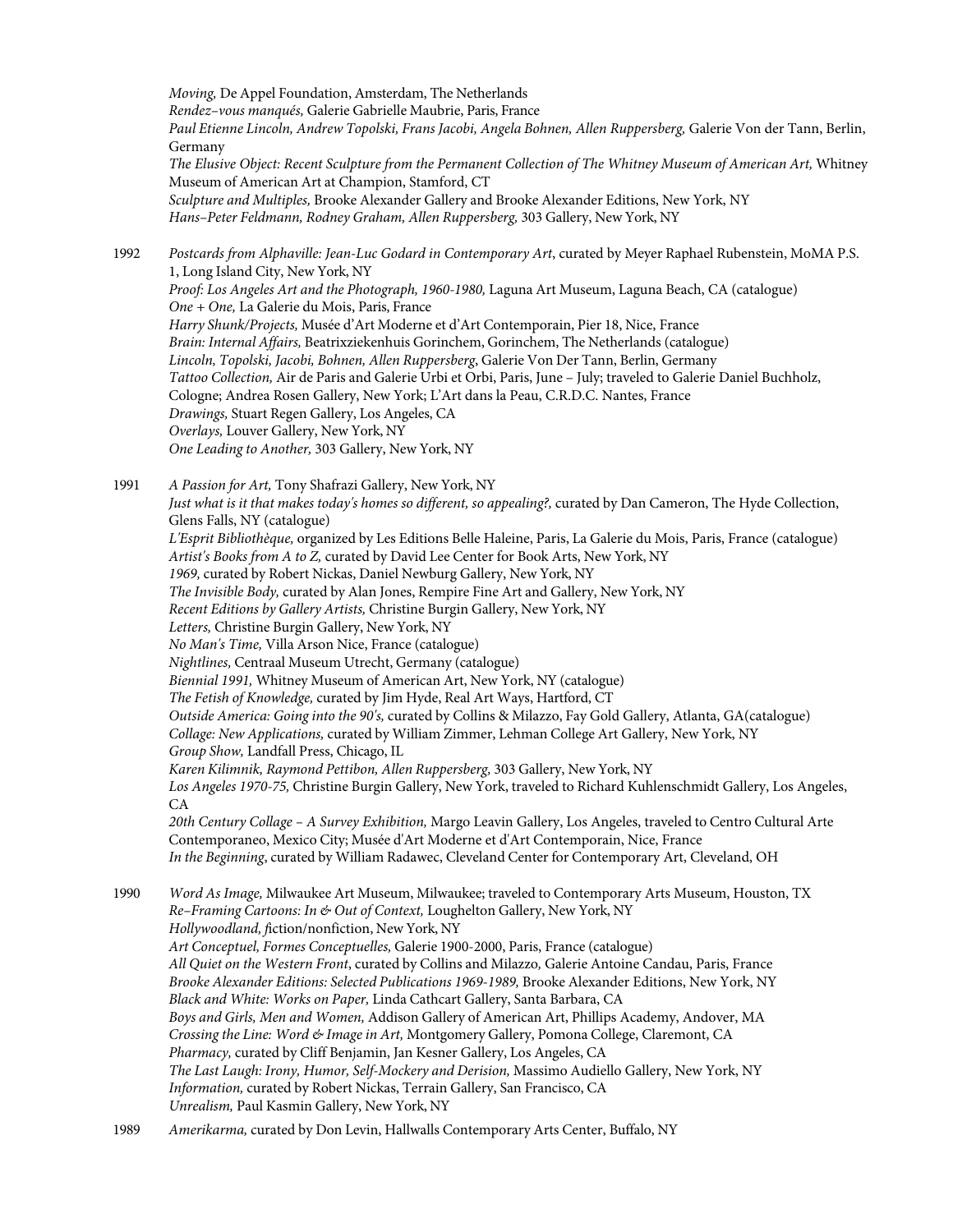*Moving,* De Appel Foundation, Amsterdam, The Netherlands
*Rendez–vous manqués,* Galerie Gabrielle Maubrie, Paris, France
*Paul Etienne Lincoln, Andrew Topolski, Frans Jacobi, Angela Bohnen, Allen Ruppersberg,* Galerie Von der Tann, Berlin, Germany
*The Elusive Object: Recent Sculpture from the Permanent Collection of The Whitney Museum of American Art,* Whitney Museum of American Art at Champion, Stamford, CT
*Sculpture and Multiples,* Brooke Alexander Gallery and Brooke Alexander Editions, New York, NY
*Hans–Peter Feldmann, Rodney Graham, Allen Ruppersberg,* 303 Gallery, New York, NY

1992 *Postcards from Alphaville: Jean-Luc Godard in Contemporary Art*, curated by Meyer Raphael Rubenstein, MoMA P.S. 1, Long Island City, New York, NY
*Proof: Los Angeles Art and the Photograph, 1960-1980,* Laguna Art Museum, Laguna Beach, CA (catalogue)
*One + One,* La Galerie du Mois, Paris, France
*Harry Shunk/Projects,* Musée d'Art Moderne et d'Art Contemporain, Pier 18, Nice, France
*Brain: Internal Affairs,* Beatrixziekenhuis Gorinchem, Gorinchem, The Netherlands (catalogue)
*Lincoln, Topolski, Jacobi, Bohnen, Allen Ruppersberg*, Galerie Von Der Tann, Berlin, Germany
*Tattoo Collection,* Air de Paris and Galerie Urbi et Orbi, Paris, June – July; traveled to Galerie Daniel Buchholz, Cologne; Andrea Rosen Gallery, New York; L'Art dans la Peau, C.R.D.C. Nantes, France
*Drawings,* Stuart Regen Gallery, Los Angeles, CA
*Overlays,* Louver Gallery, New York, NY
*One Leading to Another,* 303 Gallery, New York, NY

1991 *A Passion for Art,* Tony Shafrazi Gallery, New York, NY
*Just what is it that makes today's homes so different, so appealing?,* curated by Dan Cameron, The Hyde Collection, Glens Falls, NY (catalogue)
*L'Esprit Bibliothèque,* organized by Les Editions Belle Haleine, Paris, La Galerie du Mois, Paris, France (catalogue)
*Artist's Books from A to Z,* curated by David Lee Center for Book Arts, New York, NY
*1969,* curated by Robert Nickas, Daniel Newburg Gallery, New York, NY
*The Invisible Body,* curated by Alan Jones, Rempire Fine Art and Gallery, New York, NY
*Recent Editions by Gallery Artists,* Christine Burgin Gallery, New York, NY
*Letters,* Christine Burgin Gallery, New York, NY
*No Man's Time,* Villa Arson Nice, France (catalogue)
*Nightlines,* Centraal Museum Utrecht, Germany (catalogue)
*Biennial 1991,* Whitney Museum of American Art, New York, NY (catalogue)
*The Fetish of Knowledge,* curated by Jim Hyde, Real Art Ways, Hartford, CT
*Outside America: Going into the 90's,* curated by Collins & Milazzo, Fay Gold Gallery, Atlanta, GA(catalogue)
*Collage: New Applications,* curated by William Zimmer, Lehman College Art Gallery, New York, NY
*Group Show,* Landfall Press, Chicago, IL
*Karen Kilimnik, Raymond Pettibon, Allen Ruppersberg,* 303 Gallery, New York, NY
*Los Angeles 1970-75,* Christine Burgin Gallery, New York, traveled to Richard Kuhlenschmidt Gallery, Los Angeles, CA
*20th Century Collage – A Survey Exhibition,* Margo Leavin Gallery, Los Angeles, traveled to Centro Cultural Arte Contemporaneo, Mexico City; Musée d'Art Moderne et d'Art Contemporain, Nice, France
*In the Beginning*, curated by William Radawec, Cleveland Center for Contemporary Art, Cleveland, OH

1990 *Word As Image,* Milwaukee Art Museum, Milwaukee; traveled to Contemporary Arts Museum, Houston, TX
*Re–Framing Cartoons: In & Out of Context,* Loughelton Gallery, New York, NY
*Hollywoodland, f*iction/nonfiction, New York, NY
*Art Conceptuel, Formes Conceptuelles,* Galerie 1900-2000, Paris, France (catalogue)
*All Quiet on the Western Front*, curated by Collins and Milazzo*,* Galerie Antoine Candau, Paris, France
*Brooke Alexander Editions: Selected Publications 1969-1989,* Brooke Alexander Editions, New York, NY
*Black and White: Works on Paper,* Linda Cathcart Gallery, Santa Barbara, CA
*Boys and Girls, Men and Women,* Addison Gallery of American Art, Phillips Academy, Andover, MA
*Crossing the Line: Word & Image in Art,* Montgomery Gallery, Pomona College, Claremont, CA
*Pharmacy,* curated by Cliff Benjamin, Jan Kesner Gallery, Los Angeles, CA
*The Last Laugh: Irony, Humor, Self-Mockery and Derision,* Massimo Audiello Gallery, New York, NY
*Information,* curated by Robert Nickas, Terrain Gallery, San Francisco, CA
*Unrealism,* Paul Kasmin Gallery, New York, NY

1989 *Amerikarma,* curated by Don Levin, Hallwalls Contemporary Arts Center, Buffalo, NY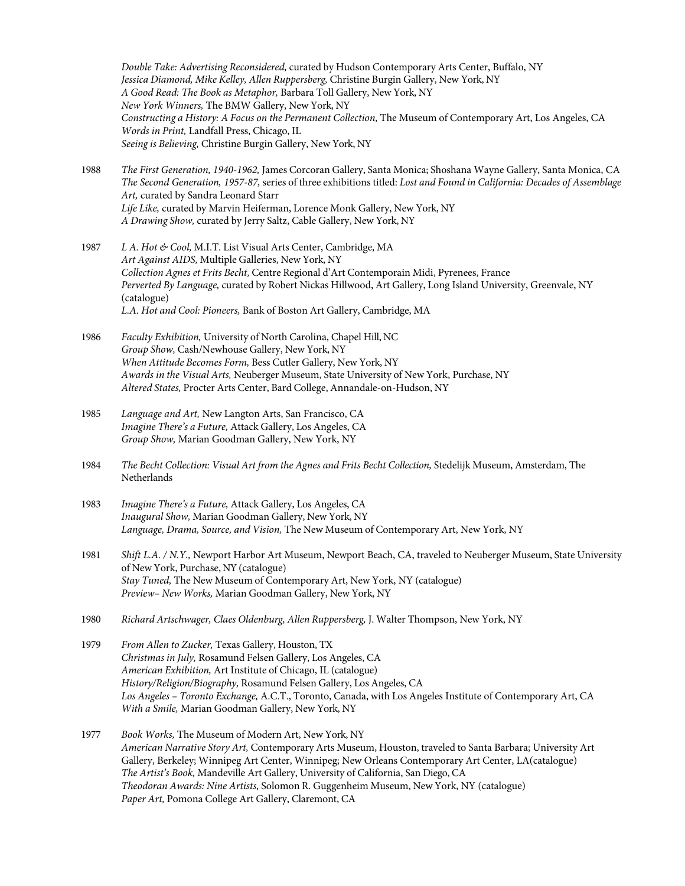*Double Take: Advertising Reconsidered,* curated by Hudson Contemporary Arts Center, Buffalo, NY
*Jessica Diamond, Mike Kelley, Allen Ruppersberg,* Christine Burgin Gallery, New York, NY
*A Good Read: The Book as Metaphor,* Barbara Toll Gallery, New York, NY
*New York Winners,* The BMW Gallery, New York, NY
*Constructing a History: A Focus on the Permanent Collection,* The Museum of Contemporary Art, Los Angeles, CA
*Words in Print,* Landfall Press, Chicago, IL
*Seeing is Believing,* Christine Burgin Gallery, New York, NY

1988 *The First Generation, 1940-1962,* James Corcoran Gallery, Santa Monica; Shoshana Wayne Gallery, Santa Monica, CA
*The Second Generation, 1957-87,* series of three exhibitions titled: *Lost and Found in California: Decades of Assemblage Art,* curated by Sandra Leonard Starr
*Life Like,* curated by Marvin Heiferman, Lorence Monk Gallery, New York, NY
*A Drawing Show,* curated by Jerry Saltz, Cable Gallery, New York, NY

1987 *L A. Hot & Cool,* M.I.T. List Visual Arts Center, Cambridge, MA
*Art Against AIDS,* Multiple Galleries, New York, NY
*Collection Agnes et Frits Becht,* Centre Regional d'Art Contemporain Midi, Pyrenees, France
*Perverted By Language,* curated by Robert Nickas Hillwood, Art Gallery, Long Island University, Greenvale, NY (catalogue)
*L.A. Hot and Cool: Pioneers,* Bank of Boston Art Gallery, Cambridge, MA

1986 *Faculty Exhibition,* University of North Carolina, Chapel Hill, NC
*Group Show,* Cash/Newhouse Gallery, New York, NY
*When Attitude Becomes Form,* Bess Cutler Gallery, New York, NY
*Awards in the Visual Arts,* Neuberger Museum, State University of New York, Purchase, NY
*Altered States,* Procter Arts Center, Bard College, Annandale-on-Hudson, NY

1985 *Language and Art,* New Langton Arts, San Francisco, CA
*Imagine There's a Future,* Attack Gallery, Los Angeles, CA
*Group Show,* Marian Goodman Gallery, New York, NY

1984 *The Becht Collection: Visual Art from the Agnes and Frits Becht Collection,* Stedelijk Museum, Amsterdam, The Netherlands

1983 *Imagine There's a Future,* Attack Gallery, Los Angeles, CA
*Inaugural Show,* Marian Goodman Gallery, New York, NY
*Language, Drama, Source, and Vision,* The New Museum of Contemporary Art, New York, NY

1981 *Shift L.A. / N.Y.,* Newport Harbor Art Museum, Newport Beach, CA, traveled to Neuberger Museum, State University of New York, Purchase, NY (catalogue)
*Stay Tuned,* The New Museum of Contemporary Art, New York, NY (catalogue)
*Preview– New Works,* Marian Goodman Gallery, New York, NY

1980 *Richard Artschwager, Claes Oldenburg, Allen Ruppersberg,* J. Walter Thompson, New York, NY

1979 *From Allen to Zucker,* Texas Gallery, Houston, TX
*Christmas in July,* Rosamund Felsen Gallery, Los Angeles, CA
*American Exhibition,* Art Institute of Chicago, IL (catalogue)
*History/Religion/Biography,* Rosamund Felsen Gallery, Los Angeles, CA
*Los Angeles – Toronto Exchange,* A.C.T., Toronto, Canada, with Los Angeles Institute of Contemporary Art, CA
*With a Smile,* Marian Goodman Gallery, New York, NY

1977 *Book Works,* The Museum of Modern Art, New York, NY
*American Narrative Story Art,* Contemporary Arts Museum, Houston, traveled to Santa Barbara; University Art Gallery, Berkeley; Winnipeg Art Center, Winnipeg; New Orleans Contemporary Art Center, LA(catalogue)
*The Artist's Book,* Mandeville Art Gallery, University of California, San Diego, CA
*Theodoran Awards: Nine Artists,* Solomon R. Guggenheim Museum, New York, NY (catalogue)
*Paper Art,* Pomona College Art Gallery, Claremont, CA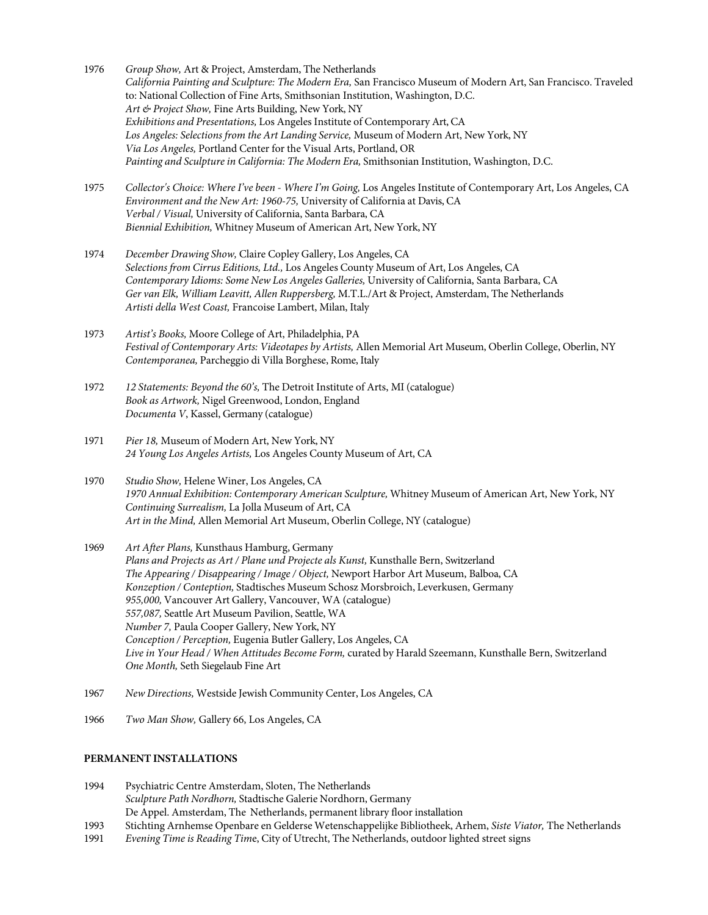1976 *Group Show,* Art & Project, Amsterdam, The Netherlands
*California Painting and Sculpture: The Modern Era,* San Francisco Museum of Modern Art, San Francisco. Traveled to: National Collection of Fine Arts, Smithsonian Institution, Washington, D.C.
*Art & Project Show,* Fine Arts Building, New York, NY
*Exhibitions and Presentations,* Los Angeles Institute of Contemporary Art, CA
*Los Angeles: Selections from the Art Landing Service,* Museum of Modern Art, New York, NY
*Via Los Angeles,* Portland Center for the Visual Arts, Portland, OR
*Painting and Sculpture in California: The Modern Era,* Smithsonian Institution, Washington, D.C.

1975 *Collector's Choice: Where I've been - Where I'm Going,* Los Angeles Institute of Contemporary Art, Los Angeles, CA
*Environment and the New Art: 1960-75,* University of California at Davis, CA
*Verbal / Visual,* University of California, Santa Barbara, CA
*Biennial Exhibition,* Whitney Museum of American Art, New York, NY

1974 *December Drawing Show,* Claire Copley Gallery, Los Angeles, CA
*Selections from Cirrus Editions, Ltd.,* Los Angeles County Museum of Art, Los Angeles, CA
*Contemporary Idioms: Some New Los Angeles Galleries,* University of California, Santa Barbara, CA
*Ger van Elk, William Leavitt, Allen Ruppersberg,* M.T.L./Art & Project, Amsterdam, The Netherlands
*Artisti della West Coast,* Francoise Lambert, Milan, Italy

1973 *Artist's Books,* Moore College of Art, Philadelphia, PA
*Festival of Contemporary Arts: Videotapes by Artists,* Allen Memorial Art Museum, Oberlin College, Oberlin, NY
*Contemporanea,* Parcheggio di Villa Borghese, Rome, Italy

1972 *12 Statements: Beyond the 60's,* The Detroit Institute of Arts, MI (catalogue)
*Book as Artwork,* Nigel Greenwood, London, England
*Documenta V*, Kassel, Germany (catalogue)

1971 *Pier 18,* Museum of Modern Art, New York, NY
*24 Young Los Angeles Artists,* Los Angeles County Museum of Art, CA

1970 *Studio Show,* Helene Winer, Los Angeles, CA
*1970 Annual Exhibition: Contemporary American Sculpture,* Whitney Museum of American Art, New York, NY
*Continuing Surrealism,* La Jolla Museum of Art, CA
*Art in the Mind,* Allen Memorial Art Museum, Oberlin College, NY (catalogue)

1969 *Art After Plans,* Kunsthaus Hamburg, Germany
*Plans and Projects as Art / Plane und Projecte als Kunst,* Kunsthalle Bern, Switzerland
*The Appearing / Disappearing / Image / Object,* Newport Harbor Art Museum, Balboa, CA
*Konzeption / Conteption,* Stadtisches Museum Schosz Morsbroich, Leverkusen, Germany
*955,000,* Vancouver Art Gallery, Vancouver, WA (catalogue)
*557,087,* Seattle Art Museum Pavilion, Seattle, WA
*Number 7,* Paula Cooper Gallery, New York, NY
*Conception / Perception,* Eugenia Butler Gallery, Los Angeles, CA
*Live in Your Head / When Attitudes Become Form,* curated by Harald Szeemann, Kunsthalle Bern, Switzerland
*One Month,* Seth Siegelaub Fine Art

1967 *New Directions,* Westside Jewish Community Center, Los Angeles, CA

1966 *Two Man Show,* Gallery 66, Los Angeles, CA

**PERMANENT INSTALLATIONS**

1994 Psychiatric Centre Amsterdam, Sloten, The Netherlands
*Sculpture Path Nordhorn,* Stadtische Galerie Nordhorn, Germany
De Appel. Amsterdam, The Netherlands, permanent library floor installation

1993 Stichting Arnhemse Openbare en Gelderse Wetenschappelijke Bibliotheek, Arhem, *Siste Viator,* The Netherlands

1991 *Evening Time is Reading Tim*e, City of Utrecht, The Netherlands, outdoor lighted street signs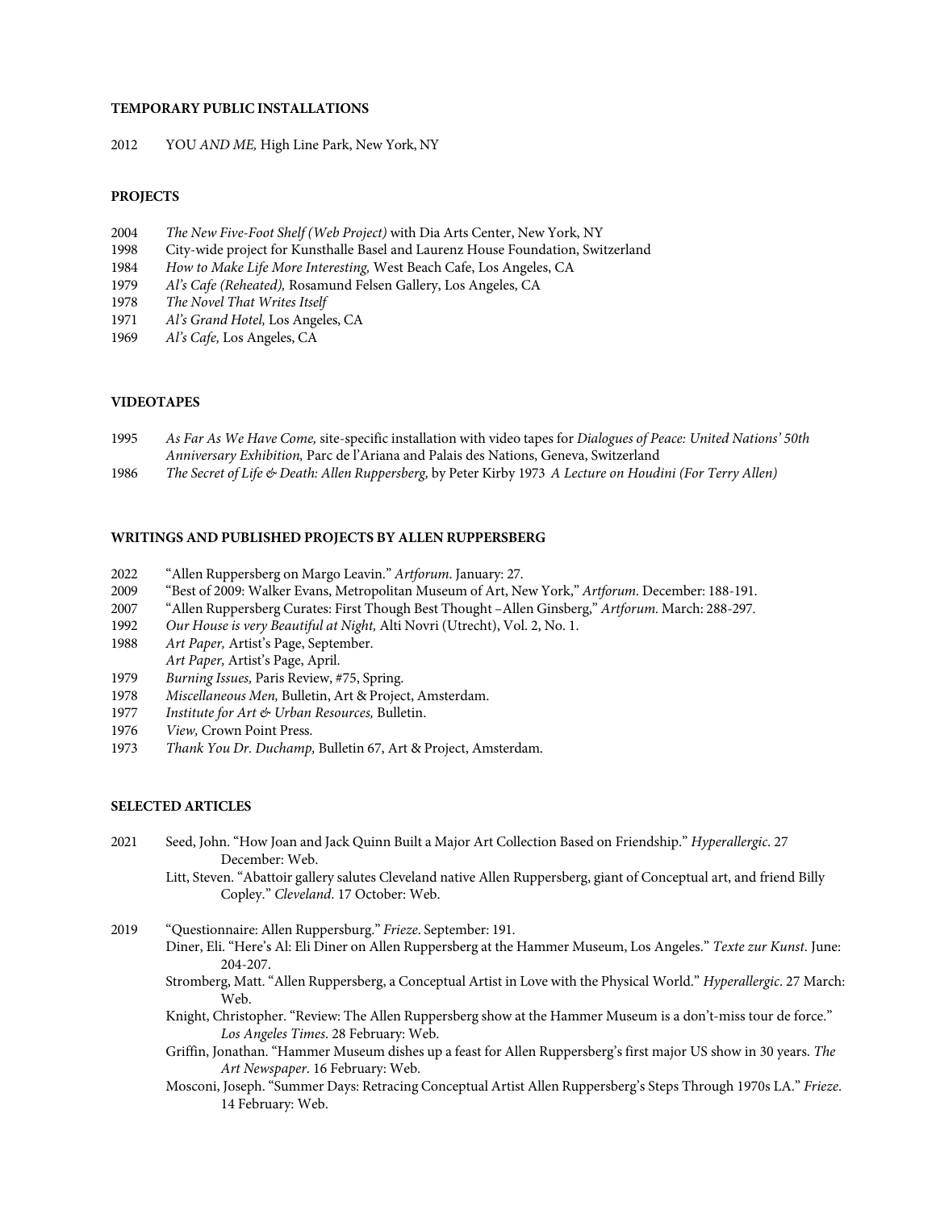**TEMPORARY PUBLIC INSTALLATIONS**

2012 YOU *AND ME,* High Line Park, New York, NY

**PROJECTS**

2004 *The New Five-Foot Shelf (Web Project)* with Dia Arts Center, New York, NY
1998 City-wide project for Kunsthalle Basel and Laurenz House Foundation, Switzerland
1984 *How to Make Life More Interesting,* West Beach Cafe, Los Angeles, CA
1979 *Al's Cafe (Reheated),* Rosamund Felsen Gallery, Los Angeles, CA
1978 *The Novel That Writes Itself*
1971 *Al's Grand Hotel,* Los Angeles, CA
1969 *Al's Cafe,* Los Angeles, CA

**VIDEOTAPES**

1995 *As Far As We Have Come,* site-specific installation with video tapes for *Dialogues of Peace: United Nations' 50th Anniversary Exhibition,* Parc de l'Ariana and Palais des Nations, Geneva, Switzerland
1986 *The Secret of Life & Death: Allen Ruppersberg,* by Peter Kirby 1973 *A Lecture on Houdini (For Terry Allen)*

**WRITINGS AND PUBLISHED PROJECTS BY ALLEN RUPPERSBERG**

2022 "Allen Ruppersberg on Margo Leavin." *Artforum*. January: 27.
2009 "Best of 2009: Walker Evans, Metropolitan Museum of Art, New York," *Artforum*. December: 188-191.
2007 "Allen Ruppersberg Curates: First Though Best Thought –Allen Ginsberg," *Artforum*. March: 288-297.
1992 *Our House is very Beautiful at Night,* Alti Novri (Utrecht), Vol. 2, No. 1.
1988 *Art Paper,* Artist's Page, September.
*Art Paper,* Artist's Page, April.
1979 *Burning Issues,* Paris Review, #75, Spring.
1978 *Miscellaneous Men,* Bulletin, Art & Project, Amsterdam.
1977 *Institute for Art & Urban Resources,* Bulletin.
1976 *View,* Crown Point Press.
1973 *Thank You Dr. Duchamp,* Bulletin 67, Art & Project, Amsterdam.

**SELECTED ARTICLES**

2021 Seed, John. "How Joan and Jack Quinn Built a Major Art Collection Based on Friendship." *Hyperallergic*. 27 December: Web.
Litt, Steven. "Abattoir gallery salutes Cleveland native Allen Ruppersberg, giant of Conceptual art, and friend Billy Copley." *Cleveland*. 17 October: Web.

2019 "Questionnaire: Allen Ruppersburg." *Frieze*. September: 191.
Diner, Eli. "Here's Al: Eli Diner on Allen Ruppersberg at the Hammer Museum, Los Angeles." *Texte zur Kunst*. June: 204-207.
Stromberg, Matt. "Allen Ruppersberg, a Conceptual Artist in Love with the Physical World." *Hyperallergic*. 27 March: Web.
Knight, Christopher. "Review: The Allen Ruppersberg show at the Hammer Museum is a don't-miss tour de force." *Los Angeles Times*. 28 February: Web.
Griffin, Jonathan. "Hammer Museum dishes up a feast for Allen Ruppersberg's first major US show in 30 years. *The Art Newspaper*. 16 February: Web.
Mosconi, Joseph. "Summer Days: Retracing Conceptual Artist Allen Ruppersberg's Steps Through 1970s LA." *Frieze*. 14 February: Web.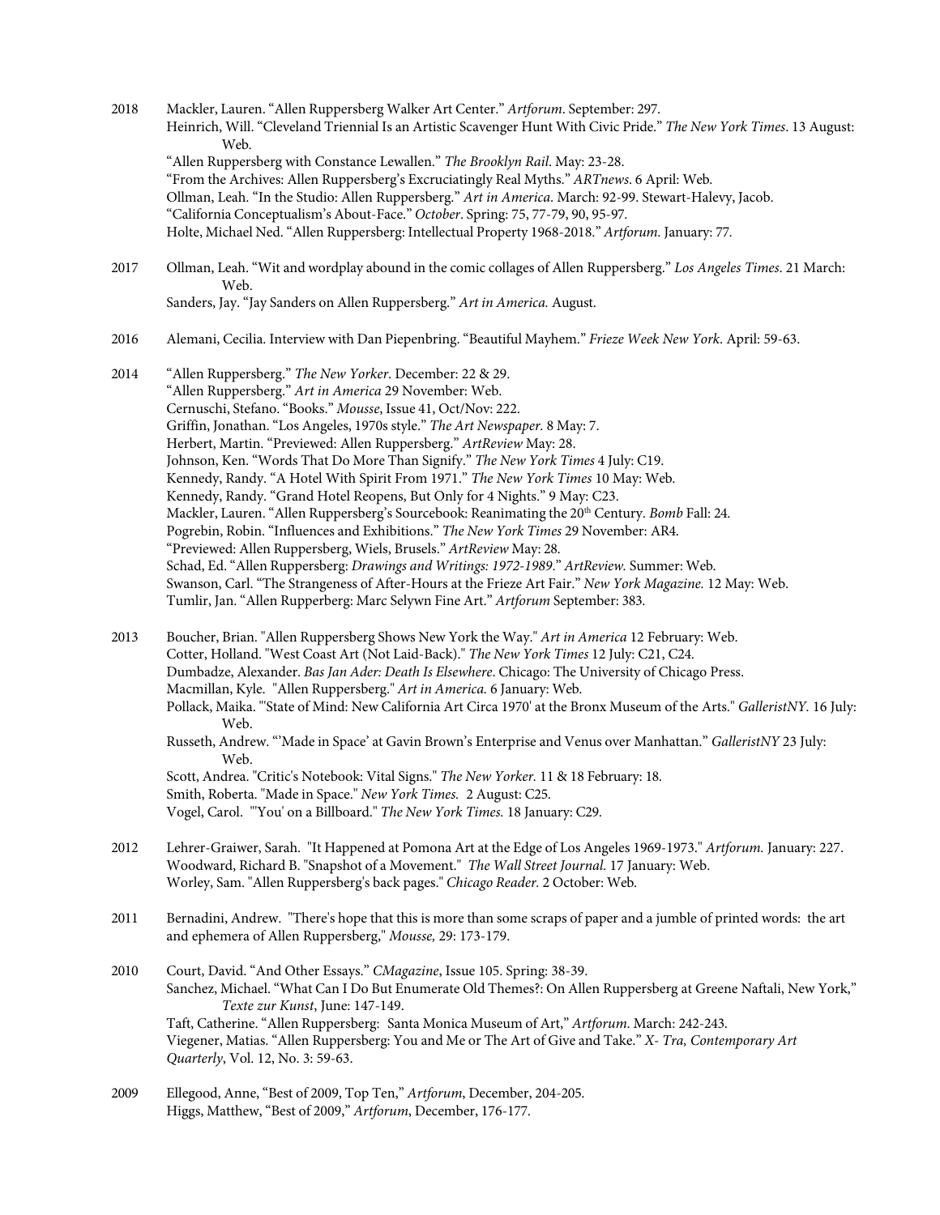2018 Mackler, Lauren. "Allen Ruppersberg Walker Art Center." *Artforum*. September: 297.
Heinrich, Will. "Cleveland Triennial Is an Artistic Scavenger Hunt With Civic Pride." *The New York Times*. 13 August: Web.
"Allen Ruppersberg with Constance Lewallen." *The Brooklyn Rail*. May: 23-28.
"From the Archives: Allen Ruppersberg's Excruciatingly Real Myths." *ARTnews*. 6 April: Web.
Ollman, Leah. "In the Studio: Allen Ruppersberg." *Art in America*. March: 92-99. Stewart-Halevy, Jacob.
"California Conceptualism's About-Face." *October*. Spring: 75, 77-79, 90, 95-97.
Holte, Michael Ned. "Allen Ruppersberg: Intellectual Property 1968-2018." *Artforum*. January: 77.

2017 Ollman, Leah. "Wit and wordplay abound in the comic collages of Allen Ruppersberg." *Los Angeles Times*. 21 March: Web.
Sanders, Jay. "Jay Sanders on Allen Ruppersberg." *Art in America.* August.

2016 Alemani, Cecilia. Interview with Dan Piepenbring. "Beautiful Mayhem." *Frieze Week New York*. April: 59-63.

2014 "Allen Ruppersberg." *The New Yorker*. December: 22 & 29.
"Allen Ruppersberg." *Art in America* 29 November: Web.
Cernuschi, Stefano. "Books." *Mousse*, Issue 41, Oct/Nov: 222.
Griffin, Jonathan. "Los Angeles, 1970s style." *The Art Newspaper*. 8 May: 7.
Herbert, Martin. "Previewed: Allen Ruppersberg." *ArtReview* May: 28.
Johnson, Ken. "Words That Do More Than Signify." *The New York Times* 4 July: C19.
Kennedy, Randy. "A Hotel With Spirit From 1971." *The New York Times* 10 May: Web.
Kennedy, Randy. "Grand Hotel Reopens, But Only for 4 Nights." 9 May: C23.
Mackler, Lauren. "Allen Ruppersberg's Sourcebook: Reanimating the 20th Century. *Bomb* Fall: 24.
Pogrebin, Robin. "Influences and Exhibitions." *The New York Times* 29 November: AR4.
"Previewed: Allen Ruppersberg, Wiels, Brusels." *ArtReview* May: 28.
Schad, Ed. "Allen Ruppersberg: *Drawings and Writings: 1972-1989*." *ArtReview.* Summer: Web.
Swanson, Carl. "The Strangeness of After-Hours at the Frieze Art Fair." *New York Magazine.* 12 May: Web.
Tumlir, Jan. "Allen Rupperberg: Marc Selywn Fine Art." *Artforum* September: 383.

2013 Boucher, Brian. "Allen Ruppersberg Shows New York the Way." *Art in America* 12 February: Web.
Cotter, Holland. "West Coast Art (Not Laid-Back)." *The New York Times* 12 July: C21, C24.
Dumbadze, Alexander. *Bas Jan Ader: Death Is Elsewhere*. Chicago: The University of Chicago Press.
Macmillan, Kyle. "Allen Ruppersberg." *Art in America.* 6 January: Web.
Pollack, Maika. "'State of Mind: New California Art Circa 1970' at the Bronx Museum of the Arts." *GalleristNY*. 16 July: Web.
Russeth, Andrew. "'Made in Space' at Gavin Brown's Enterprise and Venus over Manhattan." *GalleristNY* 23 July: Web.
Scott, Andrea. "Critic's Notebook: Vital Signs." *The New Yorker.* 11 & 18 February: 18.
Smith, Roberta. "Made in Space." *New York Times.* 2 August: C25.
Vogel, Carol. "'You' on a Billboard." *The New York Times.* 18 January: C29.

2012 Lehrer-Graiwer, Sarah. "It Happened at Pomona Art at the Edge of Los Angeles 1969-1973." *Artforum.* January: 227.
Woodward, Richard B. "Snapshot of a Movement." *The Wall Street Journal.* 17 January: Web.
Worley, Sam. "Allen Ruppersberg's back pages." *Chicago Reader.* 2 October: Web.

2011 Bernadini, Andrew. "There's hope that this is more than some scraps of paper and a jumble of printed words: the art and ephemera of Allen Ruppersberg," *Mousse,* 29: 173-179.

2010 Court, David. "And Other Essays." *CMagazine*, Issue 105. Spring: 38-39.
Sanchez, Michael. "What Can I Do But Enumerate Old Themes?: On Allen Ruppersberg at Greene Naftali, New York," *Texte zur Kunst*, June: 147-149.
Taft, Catherine. "Allen Ruppersberg: Santa Monica Museum of Art," *Artforum*. March: 242-243.
Viegener, Matias. "Allen Ruppersberg: You and Me or The Art of Give and Take." *X- Tra, Contemporary Art Quarterly*, Vol. 12, No. 3: 59-63.

2009 Ellegood, Anne, "Best of 2009, Top Ten," *Artforum*, December, 204-205.
Higgs, Matthew, "Best of 2009," *Artforum*, December, 176-177.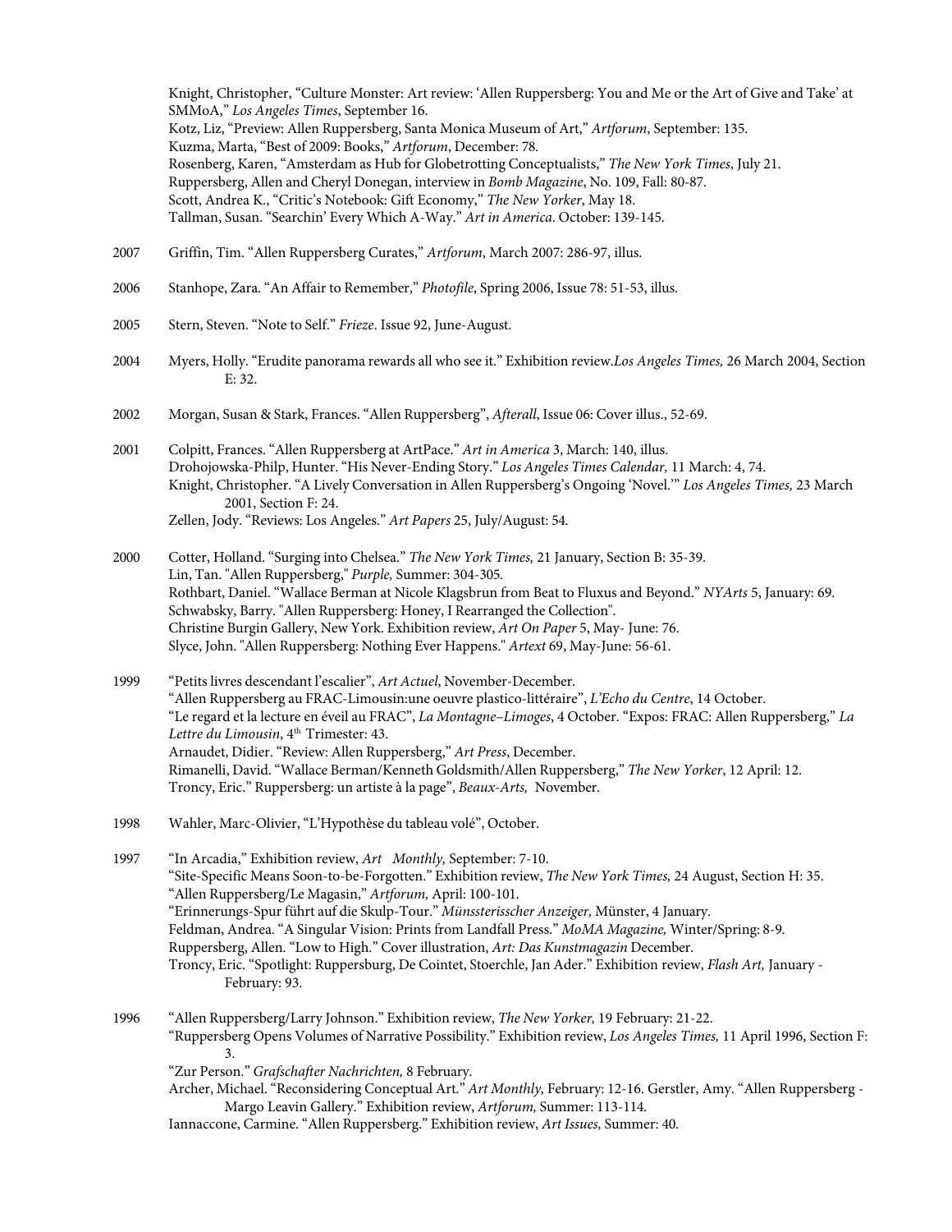Knight, Christopher, “Culture Monster: Art review: ‘Allen Ruppersberg: You and Me or the Art of Give and Take’ at SMMoA,” *Los Angeles Times*, September 16.
Kotz, Liz, “Preview: Allen Ruppersberg, Santa Monica Museum of Art,” *Artforum*, September: 135.
Kuzma, Marta, “Best of 2009: Books,” *Artforum*, December: 78.
Rosenberg, Karen, “Amsterdam as Hub for Globetrotting Conceptualists,” *The New York Times*, July 21.
Ruppersberg, Allen and Cheryl Donegan, interview in *Bomb Magazine*, No. 109, Fall: 80-87.
Scott, Andrea K., “Critic’s Notebook: Gift Economy,” *The New Yorker*, May 18.
Tallman, Susan. “Searchin’ Every Which A-Way.” *Art in America*. October: 139-145.

2007 Griffin, Tim. “Allen Ruppersberg Curates,” *Artforum*, March 2007: 286-97, illus.

2006 Stanhope, Zara. “An Affair to Remember,” *Photofile*, Spring 2006, Issue 78: 51-53, illus.

2005 Stern, Steven. “Note to Self.” *Frieze*. Issue 92, June-August.

2004 Myers, Holly. “Erudite panorama rewards all who see it.” Exhibition review.*Los Angeles Times,* 26 March 2004, Section E: 32.

2002 Morgan, Susan & Stark, Frances. “Allen Ruppersberg”, *Afterall*, Issue 06: Cover illus., 52-69.

2001 Colpitt, Frances. “Allen Ruppersberg at ArtPace.” *Art in America* 3, March: 140, illus.
Drohojowska-Philp, Hunter. “His Never-Ending Story.” *Los Angeles Times Calendar,* 11 March: 4, 74.
Knight, Christopher. “A Lively Conversation in Allen Ruppersberg’s Ongoing ‘Novel.’” *Los Angeles Times,* 23 March 2001, Section F: 24.
Zellen, Jody. “Reviews: Los Angeles.” *Art Papers* 25, July/August: 54.

2000 Cotter, Holland. “Surging into Chelsea.” *The New York Times,* 21 January, Section B: 35-39.
Lin, Tan. "Allen Ruppersberg," *Purple,* Summer: 304-305.
Rothbart, Daniel. “Wallace Berman at Nicole Klagsbrun from Beat to Fluxus and Beyond.” *NYArts* 5, January: 69.
Schwabsky, Barry. "Allen Ruppersberg: Honey, I Rearranged the Collection".
Christine Burgin Gallery, New York. Exhibition review, *Art On Paper* 5, May- June: 76.
Slyce, John. "Allen Ruppersberg: Nothing Ever Happens." *Artext* 69, May-June: 56-61.

1999 “Petits livres descendant l’escalier”, *Art Actuel*, November-December.
“Allen Ruppersberg au FRAC-Limousin:une oeuvre plastico-littéraire”, *L’Echo du Centre*, 14 October.
“Le regard et la lecture en éveil au FRAC”, *La Montagne–Limoges*, 4 October. “Expos: FRAC: Allen Ruppersberg,” *La Lettre du Limousin*, 4th Trimester: 43.
Arnaudet, Didier. “Review: Allen Ruppersberg,” *Art Press*, December.
Rimanelli, David. “Wallace Berman/Kenneth Goldsmith/Allen Ruppersberg,” *The New Yorker*, 12 April: 12.
Troncy, Eric.” Ruppersberg: un artiste à la page”, *Beaux-Arts,* November.

1998 Wahler, Marc-Olivier, “L’Hypothèse du tableau volé”, October.

1997 “In Arcadia,” Exhibition review, *Art Monthly,* September: 7-10.
“Site-Specific Means Soon-to-be-Forgotten.” Exhibition review, *The New York Times,* 24 August, Section H: 35.
“Allen Ruppersberg/Le Magasin,” *Artforum,* April: 100-101.
“Erinnerungs-Spur führt auf die Skulp-Tour.” *Münssterisscher Anzeiger,* Münster, 4 January.
Feldman, Andrea. “A Singular Vision: Prints from Landfall Press.” *MoMA Magazine,* Winter/Spring: 8-9.
Ruppersberg, Allen. “Low to High.” Cover illustration, *Art: Das Kunstmagazin* December.
Troncy, Eric. “Spotlight: Ruppersburg, De Cointet, Stoerchle, Jan Ader.” Exhibition review, *Flash Art,* January - February: 93.

1996 “Allen Ruppersberg/Larry Johnson.” Exhibition review, *The New Yorker,* 19 February: 21-22.
“Ruppersberg Opens Volumes of Narrative Possibility.” Exhibition review, *Los Angeles Times,* 11 April 1996, Section F: 3.
“Zur Person.” *Grafschafter Nachrichten,* 8 February.
Archer, Michael. “Reconsidering Conceptual Art.” *Art Monthly,* February: 12-16. Gerstler, Amy. “Allen Ruppersberg - Margo Leavin Gallery.” Exhibition review, *Artforum,* Summer: 113-114.
Iannaccone, Carmine. “Allen Ruppersberg.” Exhibition review, *Art Issues,* Summer: 40.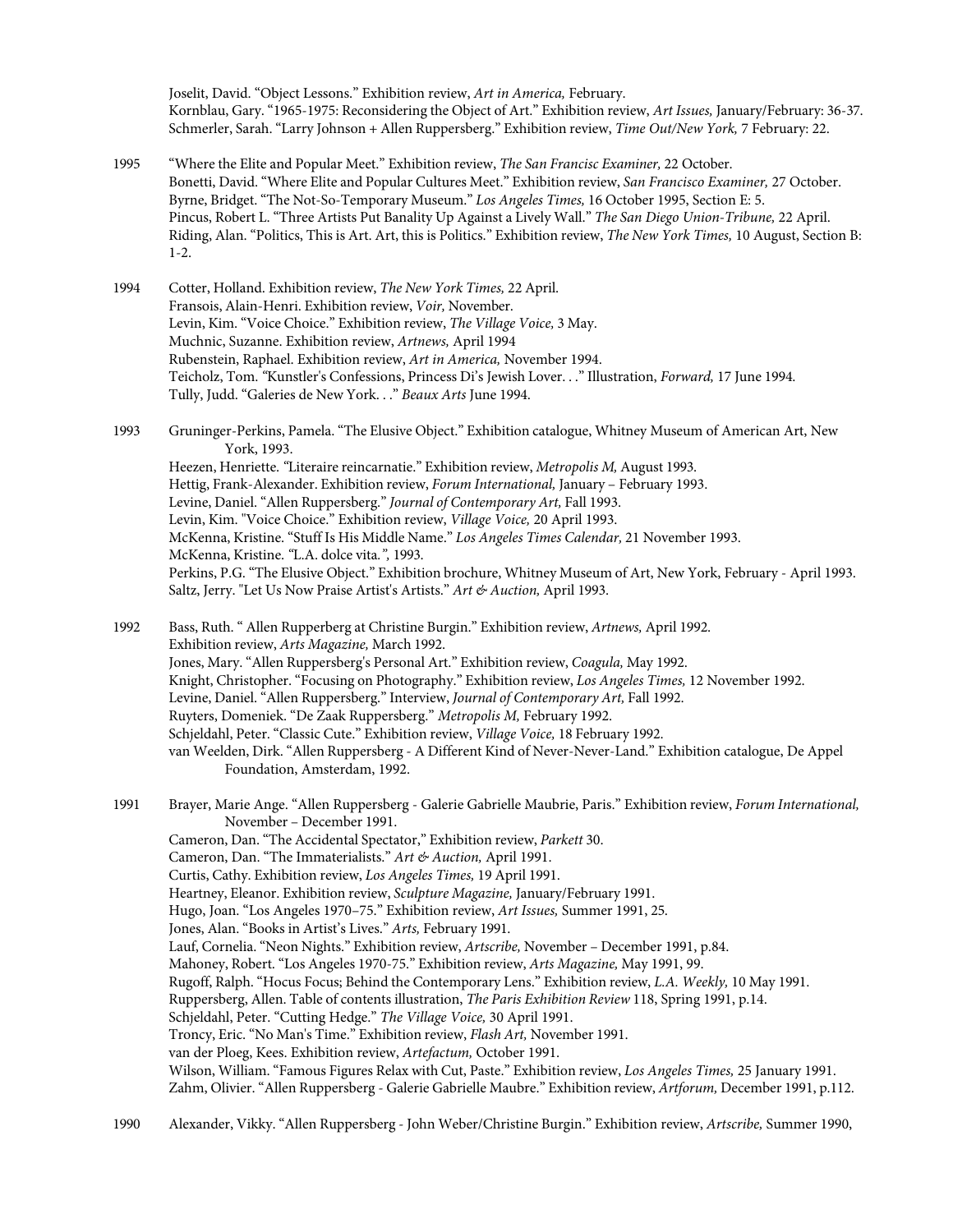Joselit, David. "Object Lessons." Exhibition review, *Art in America,* February.
Kornblau, Gary. "1965-1975: Reconsidering the Object of Art." Exhibition review, *Art Issues,* January/February: 36-37.
Schmerler, Sarah. "Larry Johnson + Allen Ruppersberg." Exhibition review, *Time Out/New York,* 7 February: 22.

1995 "Where the Elite and Popular Meet." Exhibition review, *The San Francisc Examiner,* 22 October.
Bonetti, David. "Where Elite and Popular Cultures Meet." Exhibition review, *San Francisco Examiner,* 27 October.
Byrne, Bridget. "The Not-So-Temporary Museum." *Los Angeles Times,* 16 October 1995, Section E: 5.
Pincus, Robert L. "Three Artists Put Banality Up Against a Lively Wall." *The San Diego Union-Tribune,* 22 April.
Riding, Alan. "Politics, This is Art. Art, this is Politics." Exhibition review, *The New York Times,* 10 August, Section B: 1-2.

1994 Cotter, Holland. Exhibition review, *The New York Times,* 22 April.
Fransois, Alain-Henri. Exhibition review, *Voir,* November.
Levin, Kim. "Voice Choice." Exhibition review, *The Village Voice,* 3 May.
Muchnic, Suzanne. Exhibition review, *Artnews,* April 1994
Rubenstein, Raphael. Exhibition review, *Art in America,* November 1994.
Teicholz, Tom. "Kunstler's Confessions, Princess Di's Jewish Lover. . ." Illustration, *Forward,* 17 June 1994.
Tully, Judd. "Galeries de New York. . ." *Beaux Arts* June 1994.

1993 Gruninger-Perkins, Pamela. "The Elusive Object." Exhibition catalogue, Whitney Museum of American Art, New York, 1993.
Heezen, Henriette. "Literaire reincarnatie." Exhibition review, *Metropolis M,* August 1993.
Hettig, Frank-Alexander. Exhibition review, *Forum International,* January – February 1993.
Levine, Daniel. "Allen Ruppersberg." *Journal of Contemporary Art,* Fall 1993.
Levin, Kim. "Voice Choice." Exhibition review, *Village Voice,* 20 April 1993.
McKenna, Kristine. "Stuff Is His Middle Name." *Los Angeles Times Calendar,* 21 November 1993.
McKenna, Kristine. "L.A. dolce vita.", 1993.
Perkins, P.G. "The Elusive Object." Exhibition brochure, Whitney Museum of Art, New York, February - April 1993.
Saltz, Jerry. "Let Us Now Praise Artist's Artists." *Art & Auction,* April 1993.

1992 Bass, Ruth. " Allen Rupperberg at Christine Burgin." Exhibition review, *Artnews,* April 1992.
Exhibition review, *Arts Magazine,* March 1992.
Jones, Mary. "Allen Ruppersberg's Personal Art." Exhibition review, *Coagula,* May 1992.
Knight, Christopher. "Focusing on Photography." Exhibition review, *Los Angeles Times,* 12 November 1992.
Levine, Daniel. "Allen Ruppersberg." Interview, *Journal of Contemporary Art,* Fall 1992.
Ruyters, Domeniek. "De Zaak Ruppersberg." *Metropolis M,* February 1992.
Schjeldahl, Peter. "Classic Cute." Exhibition review, *Village Voice,* 18 February 1992.
van Weelden, Dirk. "Allen Ruppersberg - A Different Kind of Never-Never-Land." Exhibition catalogue, De Appel Foundation, Amsterdam, 1992.

1991 Brayer, Marie Ange. "Allen Ruppersberg - Galerie Gabrielle Maubrie, Paris." Exhibition review, *Forum International,* November – December 1991.
Cameron, Dan. "The Accidental Spectator," Exhibition review, *Parkett* 30.
Cameron, Dan. "The Immaterialists." *Art & Auction,* April 1991.
Curtis, Cathy. Exhibition review, *Los Angeles Times,* 19 April 1991.
Heartney, Eleanor. Exhibition review, *Sculpture Magazine,* January/February 1991.
Hugo, Joan. "Los Angeles 1970–75." Exhibition review, *Art Issues,* Summer 1991, 25.
Jones, Alan. "Books in Artist's Lives." *Arts,* February 1991.
Lauf, Cornelia. "Neon Nights." Exhibition review, *Artscribe,* November – December 1991, p.84.
Mahoney, Robert. "Los Angeles 1970-75." Exhibition review, *Arts Magazine,* May 1991, 99.
Rugoff, Ralph. "Hocus Focus; Behind the Contemporary Lens." Exhibition review, *L.A. Weekly,* 10 May 1991.
Ruppersberg, Allen. Table of contents illustration, *The Paris Exhibition Review* 118, Spring 1991, p.14.
Schjeldahl, Peter. "Cutting Hedge." *The Village Voice,* 30 April 1991.
Troncy, Eric. "No Man's Time." Exhibition review, *Flash Art,* November 1991.
van der Ploeg, Kees. Exhibition review, *Artefactum,* October 1991.
Wilson, William. "Famous Figures Relax with Cut, Paste." Exhibition review, *Los Angeles Times,* 25 January 1991.
Zahm, Olivier. "Allen Ruppersberg - Galerie Gabrielle Maubre." Exhibition review, *Artforum,* December 1991, p.112.

1990 Alexander, Vikky. "Allen Ruppersberg - John Weber/Christine Burgin." Exhibition review, *Artscribe,* Summer 1990,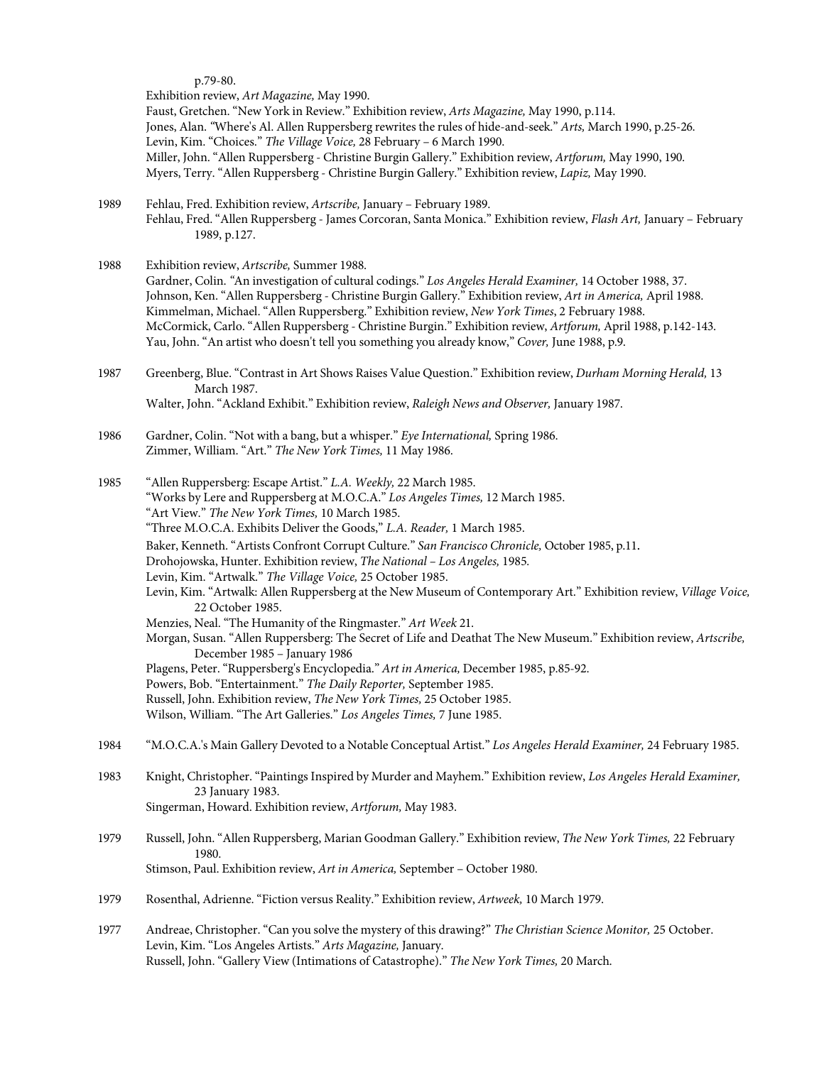p.79-80.
Exhibition review, *Art Magazine,* May 1990.
Faust, Gretchen. "New York in Review." Exhibition review, *Arts Magazine,* May 1990, p.114.
Jones, Alan. "Where's Al. Allen Ruppersberg rewrites the rules of hide-and-seek." *Arts,* March 1990, p.25-26.
Levin, Kim. "Choices." *The Village Voice,* 28 February – 6 March 1990.
Miller, John. "Allen Ruppersberg - Christine Burgin Gallery." Exhibition review, *Artforum,* May 1990, 190.
Myers, Terry. "Allen Ruppersberg - Christine Burgin Gallery." Exhibition review, *Lapiz,* May 1990.

1989 Fehlau, Fred. Exhibition review, *Artscribe,* January – February 1989.
Fehlau, Fred. "Allen Ruppersberg - James Corcoran, Santa Monica." Exhibition review, *Flash Art,* January – February 1989, p.127.

1988 Exhibition review, *Artscribe,* Summer 1988.
Gardner, Colin. "An investigation of cultural codings." *Los Angeles Herald Examiner,* 14 October 1988, 37.
Johnson, Ken. "Allen Ruppersberg - Christine Burgin Gallery." Exhibition review, *Art in America,* April 1988.
Kimmelman, Michael. "Allen Ruppersberg." Exhibition review, *New York Times*, 2 February 1988.
McCormick, Carlo. "Allen Ruppersberg - Christine Burgin." Exhibition review, *Artforum,* April 1988, p.142-143.
Yau, John. "An artist who doesn't tell you something you already know," *Cover,* June 1988, p.9.

1987 Greenberg, Blue. "Contrast in Art Shows Raises Value Question." Exhibition review, *Durham Morning Herald,* 13 March 1987.
Walter, John. "Ackland Exhibit." Exhibition review, *Raleigh News and Observer,* January 1987.

1986 Gardner, Colin. "Not with a bang, but a whisper." *Eye International,* Spring 1986.
Zimmer, William. "Art." *The New York Times,* 11 May 1986.

1985 "Allen Ruppersberg: Escape Artist." *L.A. Weekly,* 22 March 1985.
"Works by Lere and Ruppersberg at M.O.C.A." *Los Angeles Times,* 12 March 1985.
"Art View." *The New York Times,* 10 March 1985.
"Three M.O.C.A. Exhibits Deliver the Goods," *L.A. Reader,* 1 March 1985.
Baker, Kenneth. "Artists Confront Corrupt Culture." *San Francisco Chronicle,* October 1985, p.11.
Drohojowska, Hunter. Exhibition review, *The National – Los Angeles,* 1985.
Levin, Kim. "Artwalk." *The Village Voice,* 25 October 1985.
Levin, Kim. "Artwalk: Allen Ruppersberg at the New Museum of Contemporary Art." Exhibition review, *Village Voice,* 22 October 1985.
Menzies, Neal. "The Humanity of the Ringmaster." *Art Week* 21.
Morgan, Susan. "Allen Ruppersberg: The Secret of Life and Deathat The New Museum." Exhibition review, *Artscribe,* December 1985 – January 1986
Plagens, Peter. "Ruppersberg's Encyclopedia." *Art in America,* December 1985, p.85-92.
Powers, Bob. "Entertainment." *The Daily Reporter,* September 1985.
Russell, John. Exhibition review, *The New York Times,* 25 October 1985.
Wilson, William. "The Art Galleries." *Los Angeles Times,* 7 June 1985.

1984 "M.O.C.A.'s Main Gallery Devoted to a Notable Conceptual Artist." *Los Angeles Herald Examiner,* 24 February 1985.

1983 Knight, Christopher. "Paintings Inspired by Murder and Mayhem." Exhibition review, *Los Angeles Herald Examiner,* 23 January 1983.
Singerman, Howard. Exhibition review, *Artforum,* May 1983.

1979 Russell, John. "Allen Ruppersberg, Marian Goodman Gallery." Exhibition review, *The New York Times,* 22 February 1980.
Stimson, Paul. Exhibition review, *Art in America,* September – October 1980.

1979 Rosenthal, Adrienne. "Fiction versus Reality." Exhibition review, *Artweek,* 10 March 1979.

1977 Andreae, Christopher. "Can you solve the mystery of this drawing?" *The Christian Science Monitor,* 25 October.
Levin, Kim. "Los Angeles Artists." *Arts Magazine,* January.
Russell, John. "Gallery View (Intimations of Catastrophe)." *The New York Times,* 20 March.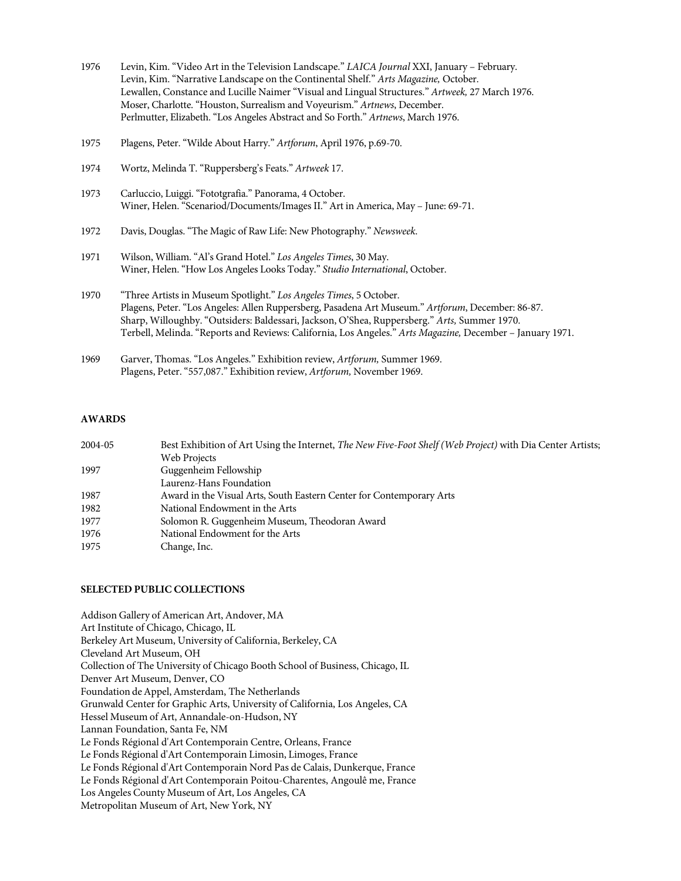1976 Levin, Kim. "Video Art in the Television Landscape." *LAICA Journal* XXI, January – February.
Levin, Kim. "Narrative Landscape on the Continental Shelf." *Arts Magazine,* October.
Lewallen, Constance and Lucille Naimer "Visual and Lingual Structures." *Artweek,* 27 March 1976.
Moser, Charlotte. "Houston, Surrealism and Voyeurism." *Artnews*, December.
Perlmutter, Elizabeth. "Los Angeles Abstract and So Forth." *Artnews*, March 1976.

1975 Plagens, Peter. "Wilde About Harry." *Artforum*, April 1976, p.69-70.

1974 Wortz, Melinda T. "Ruppersberg's Feats." *Artweek* 17.

1973 Carluccio, Luiggi. "Fototgrafia." Panorama, 4 October.
Winer, Helen. "Scenariod/Documents/Images II." Art in America, May – June: 69-71.

1972 Davis, Douglas. "The Magic of Raw Life: New Photography." *Newsweek*.

1971 Wilson, William. "Al's Grand Hotel." *Los Angeles Times*, 30 May.
Winer, Helen. "How Los Angeles Looks Today." *Studio International*, October.

1970 "Three Artists in Museum Spotlight." *Los Angeles Times*, 5 October.
Plagens, Peter. "Los Angeles: Allen Ruppersberg, Pasadena Art Museum." *Artforum*, December: 86-87.
Sharp, Willoughby. "Outsiders: Baldessari, Jackson, O'Shea, Ruppersberg." *Arts,* Summer 1970.
Terbell, Melinda. "Reports and Reviews: California, Los Angeles." *Arts Magazine,* December – January 1971.

1969 Garver, Thomas. "Los Angeles." Exhibition review, *Artforum,* Summer 1969.
Plagens, Peter. "557,087." Exhibition review, *Artforum,* November 1969.

**AWARDS**

2004-05 Best Exhibition of Art Using the Internet, *The New Five-Foot Shelf (Web Project)* with Dia Center Artists; Web Projects
1997 Guggenheim Fellowship
Laurenz-Hans Foundation
1987 Award in the Visual Arts, South Eastern Center for Contemporary Arts
1982 National Endowment in the Arts
1977 Solomon R. Guggenheim Museum, Theodoran Award
1976 National Endowment for the Arts
1975 Change, Inc.

**SELECTED PUBLIC COLLECTIONS**

Addison Gallery of American Art, Andover, MA
Art Institute of Chicago, Chicago, IL
Berkeley Art Museum, University of California, Berkeley, CA
Cleveland Art Museum, OH
Collection of The University of Chicago Booth School of Business, Chicago, IL
Denver Art Museum, Denver, CO
Foundation de Appel, Amsterdam, The Netherlands
Grunwald Center for Graphic Arts, University of California, Los Angeles, CA
Hessel Museum of Art, Annandale-on-Hudson, NY
Lannan Foundation, Santa Fe, NM
Le Fonds Régional d'Art Contemporain Centre, Orleans, France
Le Fonds Régional d'Art Contemporain Limosin, Limoges, France
Le Fonds Régional d'Art Contemporain Nord Pas de Calais, Dunkerque, France
Le Fonds Régional d'Art Contemporain Poitou-Charentes, Angoulê me, France
Los Angeles County Museum of Art, Los Angeles, CA
Metropolitan Museum of Art, New York, NY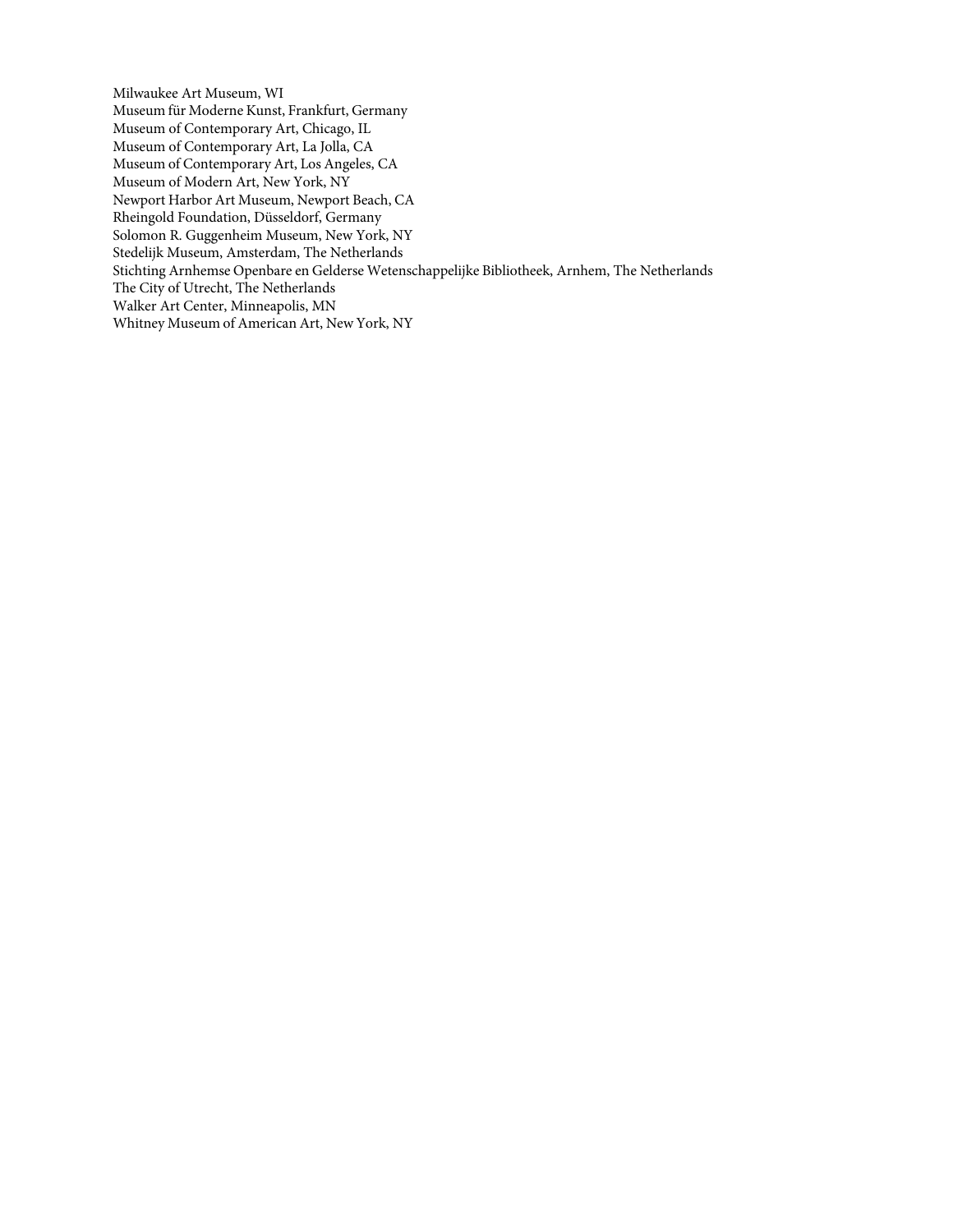Milwaukee Art Museum, WI
Museum für Moderne Kunst, Frankfurt, Germany
Museum of Contemporary Art, Chicago, IL
Museum of Contemporary Art, La Jolla, CA
Museum of Contemporary Art, Los Angeles, CA
Museum of Modern Art, New York, NY
Newport Harbor Art Museum, Newport Beach, CA
Rheingold Foundation, Düsseldorf, Germany
Solomon R. Guggenheim Museum, New York, NY
Stedelijk Museum, Amsterdam, The Netherlands
Stichting Arnhemse Openbare en Gelderse Wetenschappelijke Bibliotheek, Arnhem, The Netherlands
The City of Utrecht, The Netherlands
Walker Art Center, Minneapolis, MN
Whitney Museum of American Art, New York, NY